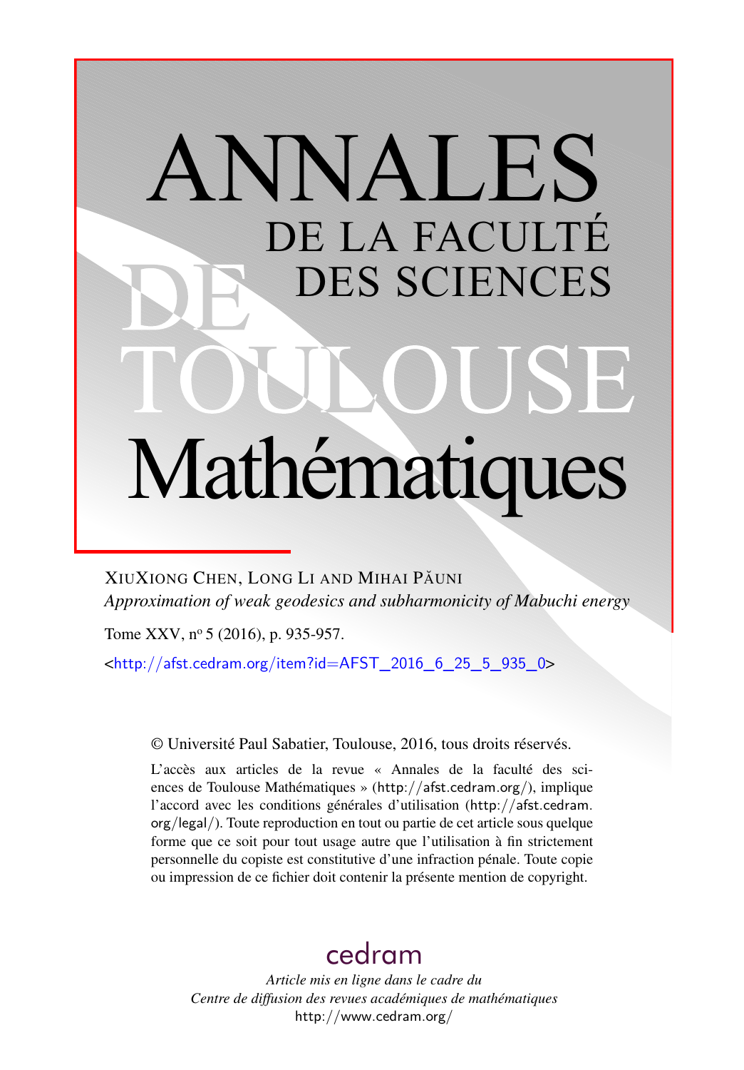# ANNALES DE LA FACULTÉ DES SCIENCES DE TOULOUSE Mathématiques

XiuXiong Chen, Long Li and Mihai Păuni

*Approximation of weak geodesics and subharmonicity of Mabuchi energy*

Tome XXV, nº 5 (2016), p. 935-957.

<http://afst.cedram.org/item?id=AFST_2016_6_25_5_935_0>

© Université Paul Sabatier, Toulouse, 2016, tous droits réservés.

L'accès aux articles de la revue « Annales de la faculté des sciences de Toulouse Mathématiques » (http://afst.cedram.org/), implique l'accord avec les conditions générales d'utilisation (http://afst.cedram.org/legal/). Toute reproduction en tout ou partie de cet article sous quelque forme que ce soit pour tout usage autre que l'utilisation à fin strictement personnelle du copiste est constitutive d'une infraction pénale. Toute copie ou impression de ce fichier doit contenir la présente mention de copyright.

cedram

*Article mis en ligne dans le cadre du Centre de diffusion des revues académiques de mathématiques*

http://www.cedram.org/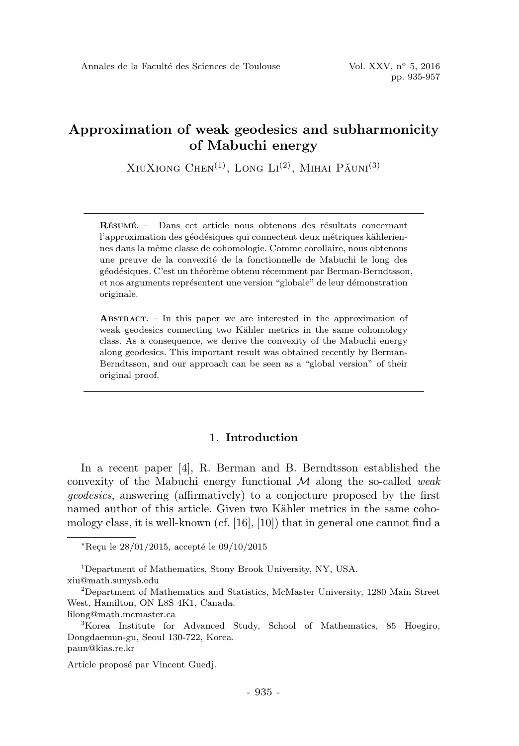# Approximation of weak geodesics and subharmonicity of Mabuchi energy

XiuXiong Chen[(1)], Long Li[(2)], Mihai Păuni[(3)]

**Résumé.** – Dans cet article nous obtenons des résultats concernant l'approximation des géodésiques qui connectent deux métriques kählériennes dans la même classe de cohomologie. Comme corollaire, nous obtenons une preuve de la convexité de la fonctionnelle de Mabuchi le long des géodésiques. C'est un théorème obtenu récemment par Berman-Berndtsson, et nos arguments représentent une version "globale" de leur démonstration originale.

**Abstract.** – In this paper we are interested in the approximation of weak geodesics connecting two Kähler metrics in the same cohomology class. As a consequence, we derive the convexity of the Mabuchi energy along geodesics. This important result was obtained recently by Berman-Berndtsson, and our approach can be seen as a "global version" of their original proof.

## 1. Introduction

In a recent paper [4], R. Berman and B. Berndtsson established the convexity of the Mabuchi energy functional $\mathcal{M}$ along the so-called *weak geodesics*, answering (affirmatively) to a conjecture proposed by the first named author of this article. Given two Kähler metrics in the same cohomology class, it is well-known (cf. [16], [10]) that in general one cannot find a

---

*Reçu le 28/01/2015, accepté le 09/10/2015

[1]Department of Mathematics, Stony Brook University, NY, USA.
xiu@math.sunysb.edu

[2]Department of Mathematics and Statistics, McMaster University, 1280 Main Street West, Hamilton, ON L8S 4K1, Canada.
lilong@math.mcmaster.ca

[3]Korea Institute for Advanced Study, School of Mathematics, 85 Hoegiro, Dongdaemun-gu, Seoul 130-722, Korea.
paun@kias.re.kr

Article proposé par Vincent Guedj.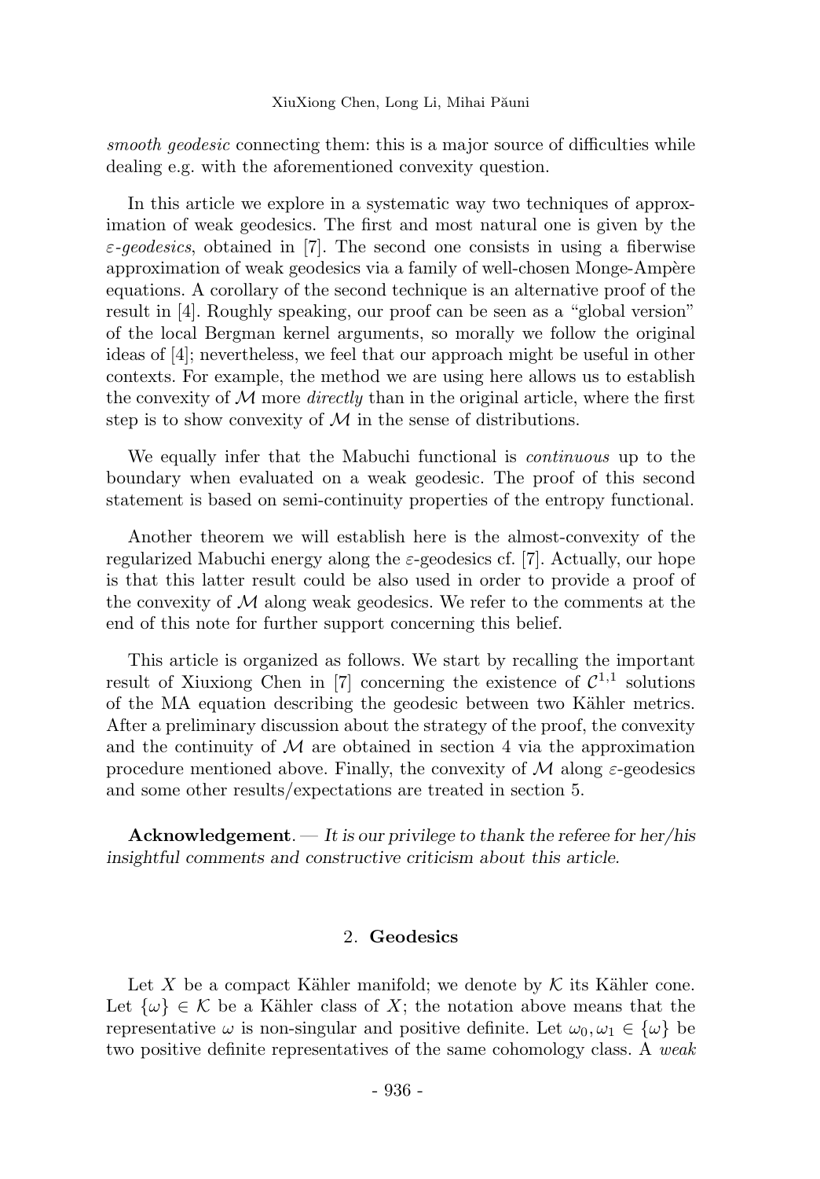*smooth geodesic* connecting them: this is a major source of difficulties while dealing e.g. with the aforementioned convexity question.

In this article we explore in a systematic way two techniques of approximation of weak geodesics. The first and most natural one is given by the $\varepsilon$-*geodesics*, obtained in [7]. The second one consists in using a fiberwise approximation of weak geodesics via a family of well-chosen Monge-Ampère equations. A corollary of the second technique is an alternative proof of the result in [4]. Roughly speaking, our proof can be seen as a "global version" of the local Bergman kernel arguments, so morally we follow the original ideas of [4]; nevertheless, we feel that our approach might be useful in other contexts. For example, the method we are using here allows us to establish the convexity of $\mathcal{M}$ more *directly* than in the original article, where the first step is to show convexity of $\mathcal{M}$ in the sense of distributions.

We equally infer that the Mabuchi functional is *continuous* up to the boundary when evaluated on a weak geodesic. The proof of this second statement is based on semi-continuity properties of the entropy functional.

Another theorem we will establish here is the almost-convexity of the regularized Mabuchi energy along the $\varepsilon$-geodesics cf. [7]. Actually, our hope is that this latter result could be also used in order to provide a proof of the convexity of $\mathcal{M}$ along weak geodesics. We refer to the comments at the end of this note for further support concerning this belief.

This article is organized as follows. We start by recalling the important result of Xiuxiong Chen in [7] concerning the existence of $\mathcal{C}^{1,1}$ solutions of the MA equation describing the geodesic between two Kähler metrics. After a preliminary discussion about the strategy of the proof, the convexity and the continuity of $\mathcal{M}$ are obtained in section 4 via the approximation procedure mentioned above. Finally, the convexity of $\mathcal{M}$ along $\varepsilon$-geodesics and some other results/expectations are treated in section 5.

**Acknowledgement**. — *It is our privilege to thank the referee for her/his insightful comments and constructive criticism about this article.*

## 2. Geodesics

Let $X$ be a compact Kähler manifold; we denote by $\mathcal{K}$ its Kähler cone. Let $\{\omega\} \in \mathcal{K}$ be a Kähler class of $X$; the notation above means that the representative $\omega$ is non-singular and positive definite. Let $\omega_0, \omega_1 \in \{\omega\}$ be two positive definite representatives of the same cohomology class. A *weak*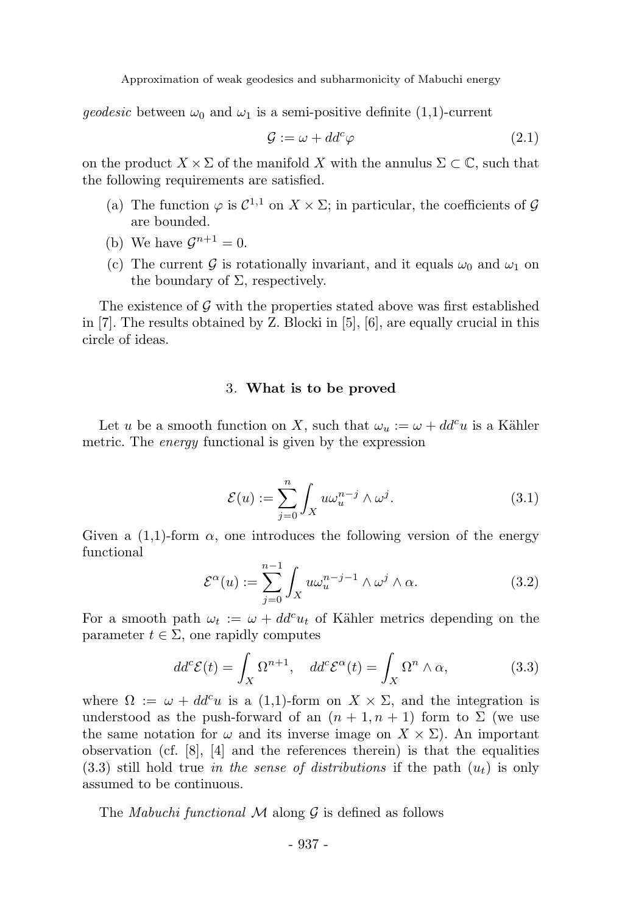*geodesic* between $\omega_0$ and $\omega_1$ is a semi-positive definite (1,1)-current

$$\mathcal{G} := \omega + dd^c\varphi \tag{2.1}$$

on the product $X \times \Sigma$ of the manifold $X$ with the annulus $\Sigma \subset \mathbb{C}$, such that the following requirements are satisfied.

(a) The function $\varphi$ is $\mathcal{C}^{1,1}$ on $X \times \Sigma$; in particular, the coefficients of $\mathcal{G}$ are bounded.

(b) We have $\mathcal{G}^{n+1} = 0$.

(c) The current $\mathcal{G}$ is rotationally invariant, and it equals $\omega_0$ and $\omega_1$ on the boundary of $\Sigma$, respectively.

The existence of $\mathcal{G}$ with the properties stated above was first established in [7]. The results obtained by Z. Blocki in [5], [6], are equally crucial in this circle of ideas.

## 3. **What is to be proved**

Let $u$ be a smooth function on $X$, such that $\omega_u := \omega + dd^c u$ is a Kähler metric. The *energy* functional is given by the expression

$$\mathcal{E}(u) := \sum_{j=0}^{n} \int_X u\omega_u^{n-j} \wedge \omega^j. \tag{3.1}$$

Given a (1,1)-form $\alpha$, one introduces the following version of the energy functional

$$\mathcal{E}^\alpha(u) := \sum_{j=0}^{n-1} \int_X u\omega_u^{n-j-1} \wedge \omega^j \wedge \alpha. \tag{3.2}$$

For a smooth path $\omega_t := \omega + dd^c u_t$ of Kähler metrics depending on the parameter $t \in \Sigma$, one rapidly computes

$$dd^c\mathcal{E}(t) = \int_X \Omega^{n+1}, \quad dd^c\mathcal{E}^\alpha(t) = \int_X \Omega^n \wedge \alpha, \tag{3.3}$$

where $\Omega := \omega + dd^c u$ is a (1,1)-form on $X \times \Sigma$, and the integration is understood as the push-forward of an $(n+1, n+1)$ form to $\Sigma$ (we use the same notation for $\omega$ and its inverse image on $X \times \Sigma$). An important observation (cf. [8], [4] and the references therein) is that the equalities (3.3) still hold true *in the sense of distributions* if the path $(u_t)$ is only assumed to be continuous.

The *Mabuchi functional* $\mathcal{M}$ along $\mathcal{G}$ is defined as follows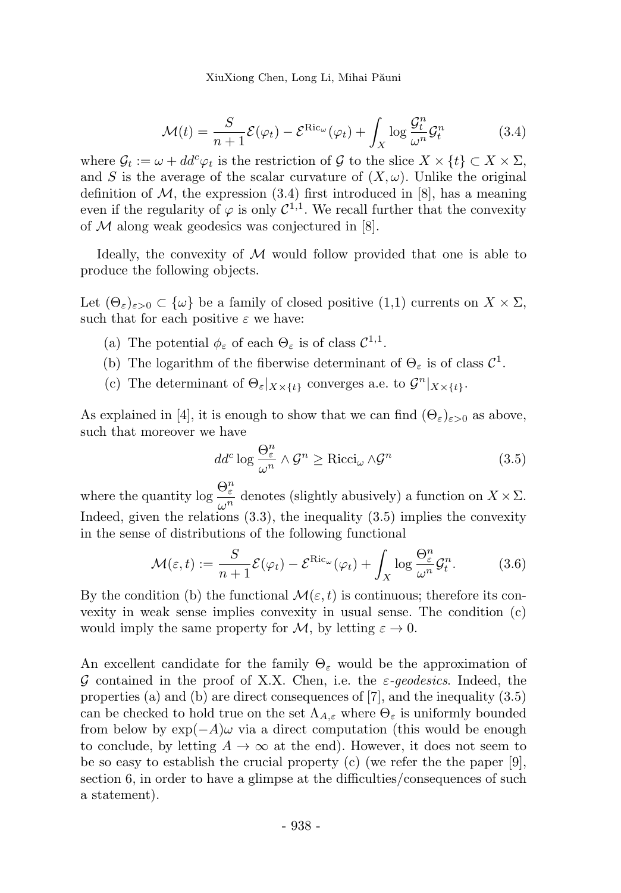$$\mathcal{M}(t) = \frac{S}{n+1}\mathcal{E}(\varphi_t) - \mathcal{E}^{\mathrm{Ric}_\omega}(\varphi_t) + \int_X \log \frac{\mathcal{G}_t^n}{\omega^n}\mathcal{G}_t^n \tag{3.4}$$

where $\mathcal{G}_t := \omega + dd^c\varphi_t$ is the restriction of $\mathcal{G}$ to the slice $X \times \{t\} \subset X \times \Sigma$, and $S$ is the average of the scalar curvature of $(X, \omega)$. Unlike the original definition of $\mathcal{M}$, the expression (3.4) first introduced in [8], has a meaning even if the regularity of $\varphi$ is only $\mathcal{C}^{1,1}$. We recall further that the convexity of $\mathcal{M}$ along weak geodesics was conjectured in [8].

Ideally, the convexity of $\mathcal{M}$ would follow provided that one is able to produce the following objects.

Let $(\Theta_\varepsilon)_{\varepsilon>0} \subset \{\omega\}$ be a family of closed positive (1,1) currents on $X \times \Sigma$, such that for each positive $\varepsilon$ we have:

(a) The potential $\phi_\varepsilon$ of each $\Theta_\varepsilon$ is of class $\mathcal{C}^{1,1}$.

(b) The logarithm of the fiberwise determinant of $\Theta_\varepsilon$ is of class $\mathcal{C}^1$.

(c) The determinant of $\Theta_\varepsilon|_{X\times\{t\}}$ converges a.e. to $\mathcal{G}^n|_{X\times\{t\}}$.

As explained in [4], it is enough to show that we can find $(\Theta_\varepsilon)_{\varepsilon>0}$ as above, such that moreover we have

$$dd^c \log \frac{\Theta_\varepsilon^n}{\omega^n} \wedge \mathcal{G}^n \geq \mathrm{Ricci}_\omega \wedge \mathcal{G}^n \tag{3.5}$$

where the quantity $\log \frac{\Theta_\varepsilon^n}{\omega^n}$ denotes (slightly abusively) a function on $X \times \Sigma$. Indeed, given the relations (3.3), the inequality (3.5) implies the convexity in the sense of distributions of the following functional

$$\mathcal{M}(\varepsilon, t) := \frac{S}{n+1}\mathcal{E}(\varphi_t) - \mathcal{E}^{\mathrm{Ric}_\omega}(\varphi_t) + \int_X \log \frac{\Theta_\varepsilon^n}{\omega^n}\mathcal{G}_t^n. \tag{3.6}$$

By the condition (b) the functional $\mathcal{M}(\varepsilon, t)$ is continuous; therefore its convexity in weak sense implies convexity in usual sense. The condition (c) would imply the same property for $\mathcal{M}$, by letting $\varepsilon \to 0$.

An excellent candidate for the family $\Theta_\varepsilon$ would be the approximation of $\mathcal{G}$ contained in the proof of X.X. Chen, i.e. the *$\varepsilon$-geodesics*. Indeed, the properties (a) and (b) are direct consequences of [7], and the inequality (3.5) can be checked to hold true on the set $\Lambda_{A,\varepsilon}$ where $\Theta_\varepsilon$ is uniformly bounded from below by $\exp(-A)\omega$ via a direct computation (this would be enough to conclude, by letting $A \to \infty$ at the end). However, it does not seem to be so easy to establish the crucial property (c) (we refer the the paper [9], section 6, in order to have a glimpse at the difficulties/consequences of such a statement).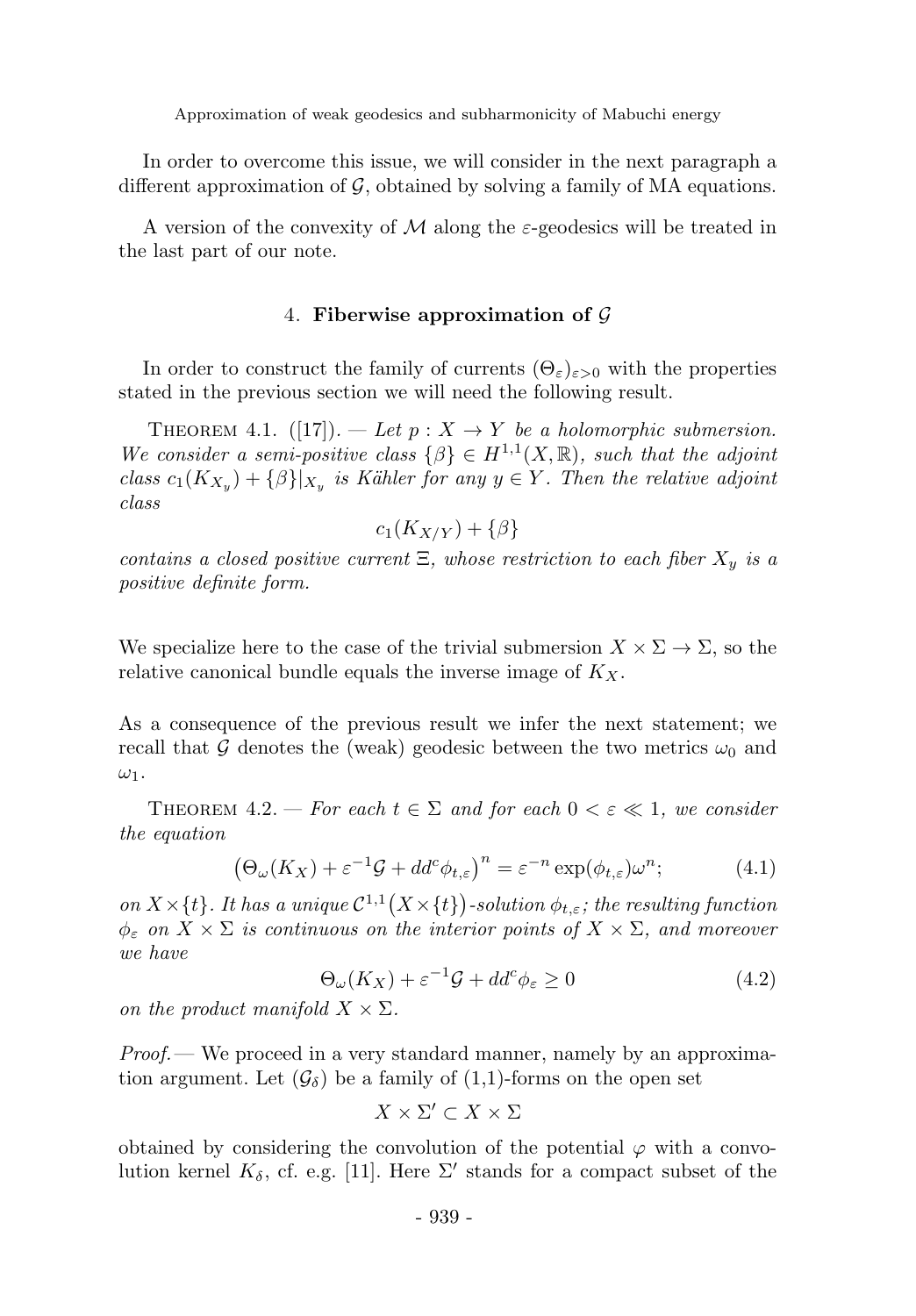In order to overcome this issue, we will consider in the next paragraph a different approximation of $\mathcal{G}$, obtained by solving a family of MA equations.

A version of the convexity of $\mathcal{M}$ along the $\varepsilon$-geodesics will be treated in the last part of our note.

## 4. Fiberwise approximation of $\mathcal{G}$

In order to construct the family of currents $(\Theta_\varepsilon)_{\varepsilon>0}$ with the properties stated in the previous section we will need the following result.

Theorem 4.1. ([17]). — *Let $p : X \to Y$ be a holomorphic submersion. We consider a semi-positive class $\{\beta\} \in H^{1,1}(X, \mathbb{R})$, such that the adjoint class $c_1(K_{X_y}) + \{\beta\}|_{X_y}$ is Kähler for any $y \in Y$. Then the relative adjoint class*

$$c_1(K_{X/Y}) + \{\beta\}$$

*contains a closed positive current $\Xi$, whose restriction to each fiber $X_y$ is a positive definite form.*

We specialize here to the case of the trivial submersion $X \times \Sigma \to \Sigma$, so the relative canonical bundle equals the inverse image of $K_X$.

As a consequence of the previous result we infer the next statement; we recall that $\mathcal{G}$ denotes the (weak) geodesic between the two metrics $\omega_0$ and $\omega_1$.

Theorem 4.2. — *For each $t \in \Sigma$ and for each $0 < \varepsilon \ll 1$, we consider the equation*

$$\left(\Theta_\omega(K_X) + \varepsilon^{-1}\mathcal{G} + dd^c\phi_{t,\varepsilon}\right)^n = \varepsilon^{-n}\exp(\phi_{t,\varepsilon})\omega^n; \tag{4.1}$$

*on $X \times \{t\}$. It has a unique $\mathcal{C}^{1,1}\big(X \times \{t\}\big)$-solution $\phi_{t,\varepsilon}$; the resulting function $\phi_\varepsilon$ on $X \times \Sigma$ is continuous on the interior points of $X \times \Sigma$, and moreover we have*

$$\Theta_\omega(K_X) + \varepsilon^{-1}\mathcal{G} + dd^c\phi_\varepsilon \geq 0 \tag{4.2}$$

*on the product manifold $X \times \Sigma$.*

*Proof.* — We proceed in a very standard manner, namely by an approximation argument. Let $(\mathcal{G}_\delta)$ be a family of (1,1)-forms on the open set

$$X \times \Sigma' \subset X \times \Sigma$$

obtained by considering the convolution of the potential $\varphi$ with a convolution kernel $K_\delta$, cf. e.g. [11]. Here $\Sigma'$ stands for a compact subset of the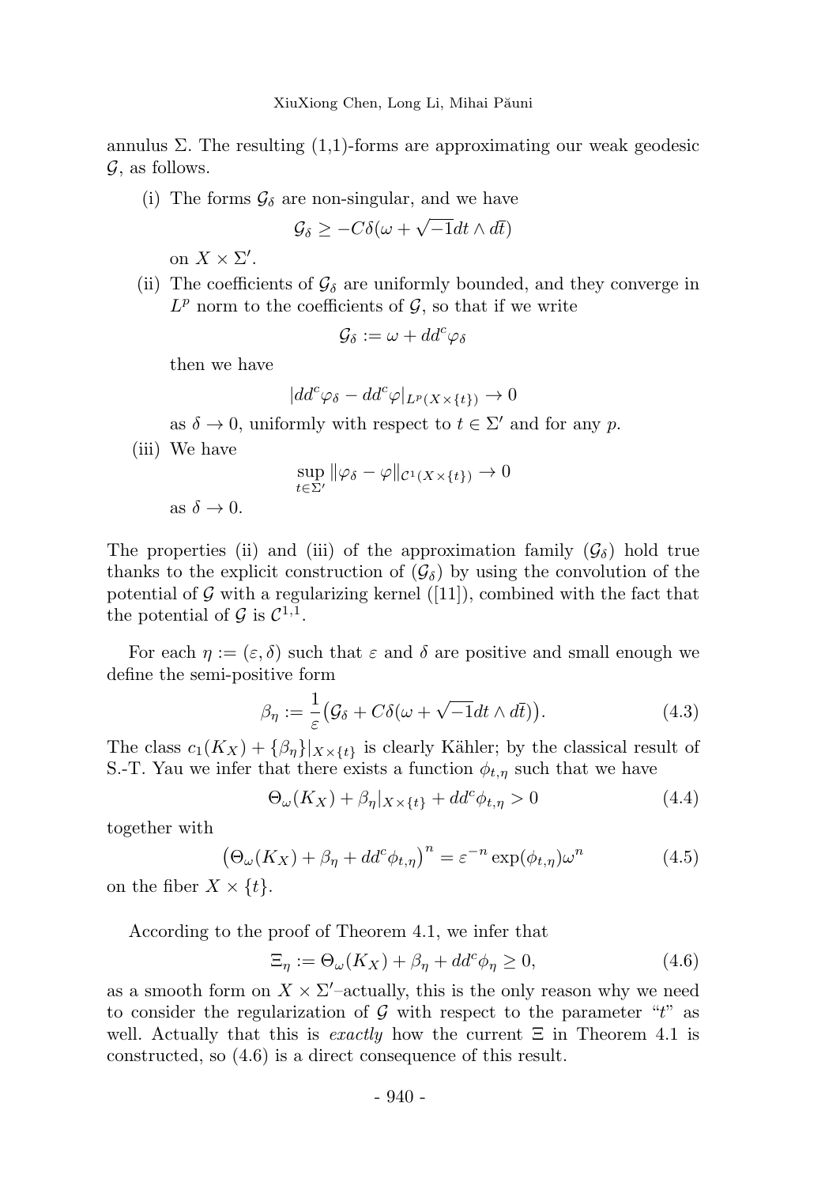annulus $\Sigma$. The resulting (1,1)-forms are approximating our weak geodesic $\mathcal{G}$, as follows.

(i) The forms $\mathcal{G}_\delta$ are non-singular, and we have

$$\mathcal{G}_\delta \geq -C\delta(\omega + \sqrt{-1}dt \wedge d\bar{t})$$

on $X \times \Sigma'$.

(ii) The coefficients of $\mathcal{G}_\delta$ are uniformly bounded, and they converge in $L^p$ norm to the coefficients of $\mathcal{G}$, so that if we write

$$\mathcal{G}_\delta := \omega + dd^c\varphi_\delta$$

then we have

$$|dd^c\varphi_\delta - dd^c\varphi|_{L^p(X\times\{t\})} \to 0$$

as $\delta \to 0$, uniformly with respect to $t \in \Sigma'$ and for any $p$.

(iii) We have

$$\sup_{t\in\Sigma'} \|\varphi_\delta - \varphi\|_{\mathcal{C}^1(X\times\{t\})} \to 0$$

as $\delta \to 0$.

The properties (ii) and (iii) of the approximation family $(\mathcal{G}_\delta)$ hold true thanks to the explicit construction of $(\mathcal{G}_\delta)$ by using the convolution of the potential of $\mathcal{G}$ with a regularizing kernel ([11]), combined with the fact that the potential of $\mathcal{G}$ is $\mathcal{C}^{1,1}$.

For each $\eta := (\varepsilon, \delta)$ such that $\varepsilon$ and $\delta$ are positive and small enough we define the semi-positive form

$$\beta_\eta := \frac{1}{\varepsilon}\big(\mathcal{G}_\delta + C\delta(\omega + \sqrt{-1}dt \wedge d\bar{t})\big). \tag{4.3}$$

The class $c_1(K_X) + \{\beta_\eta\}|_{X\times\{t\}}$ is clearly Kähler; by the classical result of S.-T. Yau we infer that there exists a function $\phi_{t,\eta}$ such that we have

$$\Theta_\omega(K_X) + \beta_\eta|_{X\times\{t\}} + dd^c\phi_{t,\eta} > 0 \tag{4.4}$$

together with

$$\big(\Theta_\omega(K_X) + \beta_\eta + dd^c\phi_{t,\eta}\big)^n = \varepsilon^{-n}\exp(\phi_{t,\eta})\omega^n \tag{4.5}$$

on the fiber $X \times \{t\}$.

According to the proof of Theorem 4.1, we infer that

$$\Xi_\eta := \Theta_\omega(K_X) + \beta_\eta + dd^c\phi_\eta \geq 0, \tag{4.6}$$

as a smooth form on $X \times \Sigma'$–actually, this is the only reason why we need to consider the regularization of $\mathcal{G}$ with respect to the parameter "$t$" as well. Actually that this is *exactly* how the current $\Xi$ in Theorem 4.1 is constructed, so (4.6) is a direct consequence of this result.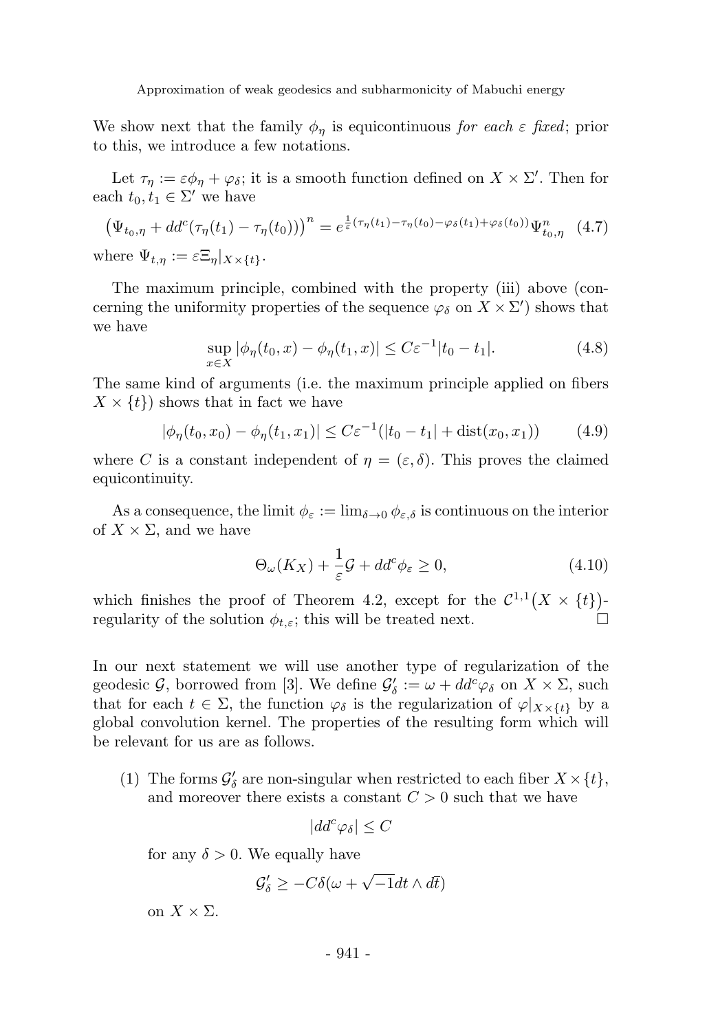We show next that the family $\phi_\eta$ is equicontinuous *for each $\varepsilon$ fixed*; prior to this, we introduce a few notations.

Let $\tau_\eta := \varepsilon\phi_\eta + \varphi_\delta$; it is a smooth function defined on $X \times \Sigma'$. Then for each $t_0, t_1 \in \Sigma'$ we have

$$\big(\Psi_{t_0,\eta} + dd^c(\tau_\eta(t_1) - \tau_\eta(t_0))\big)^n = e^{\frac{1}{\varepsilon}(\tau_\eta(t_1) - \tau_\eta(t_0) - \varphi_\delta(t_1) + \varphi_\delta(t_0))}\Psi^n_{t_0,\eta} \quad (4.7)$$

where $\Psi_{t,\eta} := \varepsilon\Xi_\eta|_{X\times\{t\}}$.

The maximum principle, combined with the property (iii) above (concerning the uniformity properties of the sequence $\varphi_\delta$ on $X \times \Sigma'$) shows that we have

$$\sup_{x\in X} |\phi_\eta(t_0, x) - \phi_\eta(t_1, x)| \leq C\varepsilon^{-1}|t_0 - t_1|. \quad (4.8)$$

The same kind of arguments (i.e. the maximum principle applied on fibers $X \times \{t\}$) shows that in fact we have

$$|\phi_\eta(t_0, x_0) - \phi_\eta(t_1, x_1)| \leq C\varepsilon^{-1}(|t_0 - t_1| + \mathrm{dist}(x_0, x_1)) \quad (4.9)$$

where $C$ is a constant independent of $\eta = (\varepsilon, \delta)$. This proves the claimed equicontinuity.

As a consequence, the limit $\phi_\varepsilon := \lim_{\delta\to 0} \phi_{\varepsilon,\delta}$ is continuous on the interior of $X \times \Sigma$, and we have

$$\Theta_\omega(K_X) + \frac{1}{\varepsilon}\mathcal{G} + dd^c\phi_\varepsilon \geq 0, \quad (4.10)$$

which finishes the proof of Theorem 4.2, except for the $\mathcal{C}^{1,1}\big(X \times \{t\}\big)$-regularity of the solution $\phi_{t,\varepsilon}$; this will be treated next. □

In our next statement we will use another type of regularization of the geodesic $\mathcal{G}$, borrowed from [3]. We define $\mathcal{G}'_\delta := \omega + dd^c\varphi_\delta$ on $X \times \Sigma$, such that for each $t \in \Sigma$, the function $\varphi_\delta$ is the regularization of $\varphi|_{X\times\{t\}}$ by a global convolution kernel. The properties of the resulting form which will be relevant for us are as follows.

(1) The forms $\mathcal{G}'_\delta$ are non-singular when restricted to each fiber $X \times \{t\}$, and moreover there exists a constant $C > 0$ such that we have

$$|dd^c\varphi_\delta| \leq C$$

for any $\delta > 0$. We equally have

$$\mathcal{G}'_\delta \geq -C\delta(\omega + \sqrt{-1}dt \wedge d\bar{t})$$

on $X \times \Sigma$.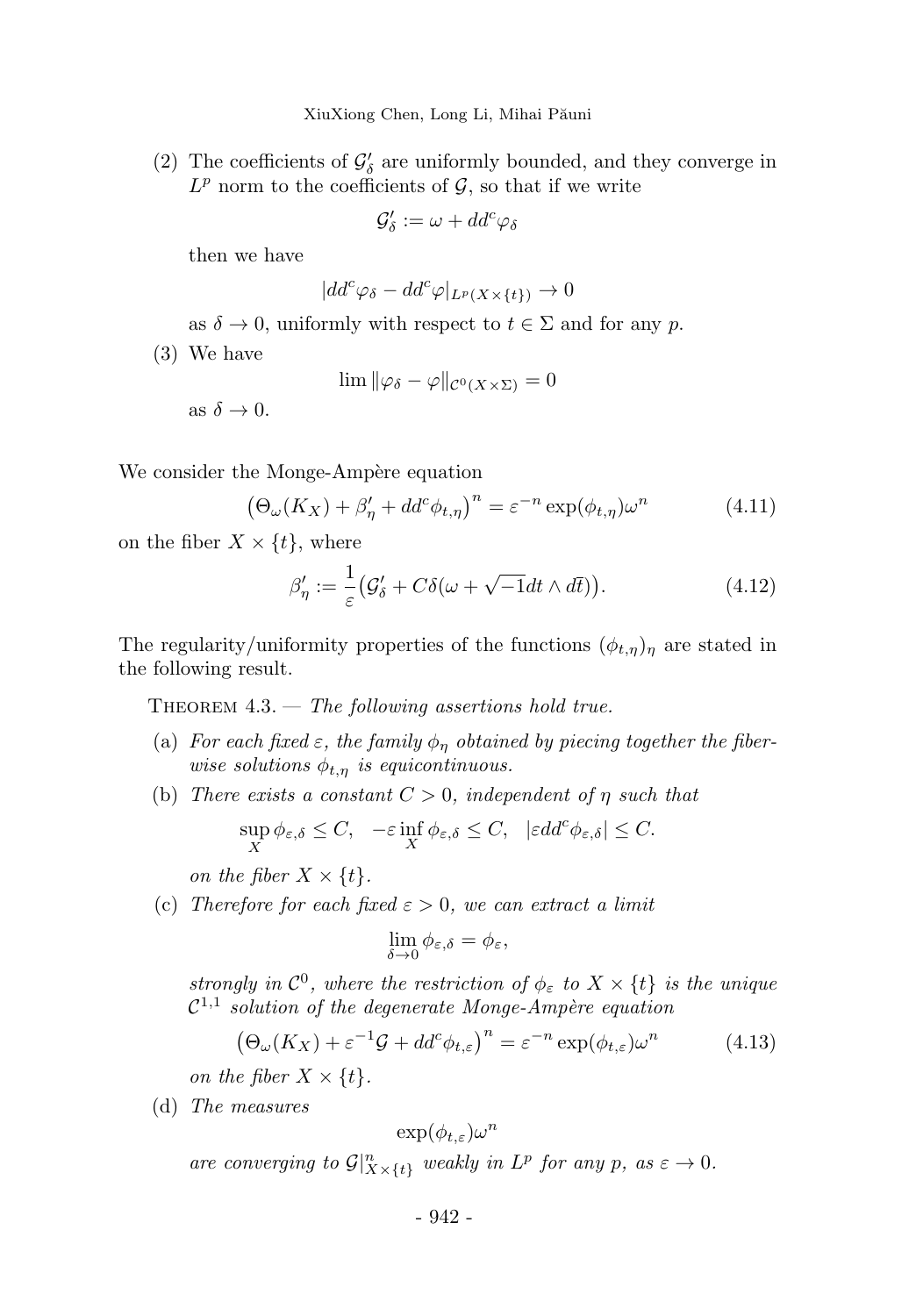(2) The coefficients of $\mathcal{G}'_\delta$ are uniformly bounded, and they converge in $L^p$ norm to the coefficients of $\mathcal{G}$, so that if we write

$$\mathcal{G}'_\delta := \omega + dd^c\varphi_\delta$$

then we have

$$|dd^c\varphi_\delta - dd^c\varphi|_{L^p(X\times\{t\})} \to 0$$

as $\delta \to 0$, uniformly with respect to $t \in \Sigma$ and for any $p$.

(3) We have

$$\lim \|\varphi_\delta - \varphi\|_{\mathcal{C}^0(X\times\Sigma)} = 0$$

as $\delta \to 0$.

We consider the Monge-Ampère equation

$$\big(\Theta_\omega(K_X) + \beta'_\eta + dd^c\phi_{t,\eta}\big)^n = \varepsilon^{-n}\exp(\phi_{t,\eta})\omega^n \tag{4.11}$$

on the fiber $X \times \{t\}$, where

$$\beta'_\eta := \frac{1}{\varepsilon}\big(\mathcal{G}'_\delta + C\delta(\omega + \sqrt{-1}dt \wedge d\bar{t})\big). \tag{4.12}$$

The regularity/uniformity properties of the functions $(\phi_{t,\eta})_\eta$ are stated in the following result.

Theorem 4.3. — *The following assertions hold true.*

(a) *For each fixed $\varepsilon$, the family $\phi_\eta$ obtained by piecing together the fiber-wise solutions $\phi_{t,\eta}$ is equicontinuous.*

(b) *There exists a constant $C > 0$, independent of $\eta$ such that*

$$\sup_X \phi_{\varepsilon,\delta} \leq C, \quad -\varepsilon \inf_X \phi_{\varepsilon,\delta} \leq C, \quad |\varepsilon dd^c\phi_{\varepsilon,\delta}| \leq C.$$

*on the fiber $X \times \{t\}$.*

(c) *Therefore for each fixed $\varepsilon > 0$, we can extract a limit*

$$\lim_{\delta\to 0} \phi_{\varepsilon,\delta} = \phi_\varepsilon,$$

*strongly in $\mathcal{C}^0$, where the restriction of $\phi_\varepsilon$ to $X \times \{t\}$ is the unique $\mathcal{C}^{1,1}$ solution of the degenerate Monge-Ampère equation*

$$\big(\Theta_\omega(K_X) + \varepsilon^{-1}\mathcal{G} + dd^c\phi_{t,\varepsilon}\big)^n = \varepsilon^{-n}\exp(\phi_{t,\varepsilon})\omega^n \tag{4.13}$$

*on the fiber $X \times \{t\}$.*

(d) *The measures*

$$\exp(\phi_{t,\varepsilon})\omega^n$$

*are converging to $\mathcal{G}|^n_{X\times\{t\}}$ weakly in $L^p$ for any $p$, as $\varepsilon \to 0$.*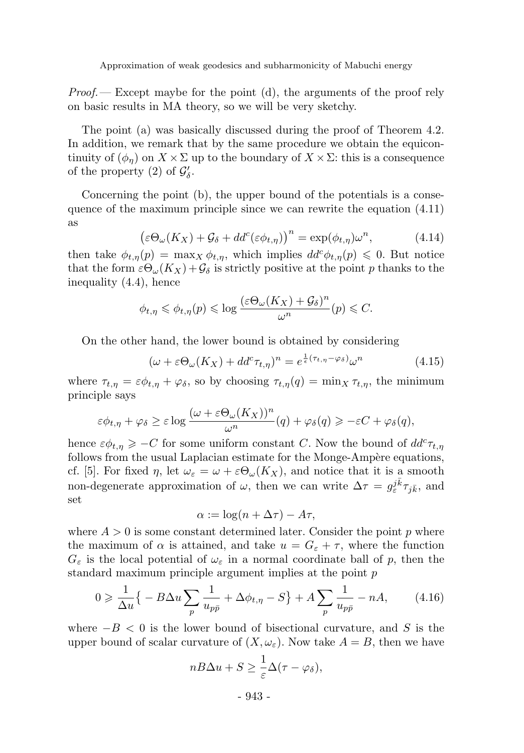*Proof.* — Except maybe for the point (d), the arguments of the proof rely on basic results in MA theory, so we will be very sketchy.

The point (a) was basically discussed during the proof of Theorem 4.2. In addition, we remark that by the same procedure we obtain the equicontinuity of $(\phi_\eta)$ on $X \times \Sigma$ up to the boundary of $X \times \Sigma$: this is a consequence of the property (2) of $\mathcal{G}'_\delta$.

Concerning the point (b), the upper bound of the potentials is a consequence of the maximum principle since we can rewrite the equation (4.11) as

$$\left(\varepsilon\Theta_\omega(K_X) + \mathcal{G}_\delta + dd^c(\varepsilon\phi_{t,\eta})\right)^n = \exp(\phi_{t,\eta})\omega^n, \tag{4.14}$$

then take $\phi_{t,\eta}(p) = \max_X \phi_{t,\eta}$, which implies $dd^c\phi_{t,\eta}(p) \leqslant 0$. But notice that the form $\varepsilon\Theta_\omega(K_X) + \mathcal{G}_\delta$ is strictly positive at the point $p$ thanks to the inequality (4.4), hence

$$\phi_{t,\eta} \leqslant \phi_{t,\eta}(p) \leqslant \log\frac{(\varepsilon\Theta_\omega(K_X) + \mathcal{G}_\delta)^n}{\omega^n}(p) \leqslant C.$$

On the other hand, the lower bound is obtained by considering

$$(\omega + \varepsilon\Theta_\omega(K_X) + dd^c\tau_{t,\eta})^n = e^{\frac{1}{\epsilon}(\tau_{t,\eta} - \varphi_\delta)}\omega^n \tag{4.15}$$

where $\tau_{t,\eta} = \varepsilon\phi_{t,\eta} + \varphi_\delta$, so by choosing $\tau_{t,\eta}(q) = \min_X \tau_{t,\eta}$, the minimum principle says

$$\varepsilon\phi_{t,\eta} + \varphi_\delta \geq \varepsilon\log\frac{(\omega + \varepsilon\Theta_\omega(K_X))^n}{\omega^n}(q) + \varphi_\delta(q) \geqslant -\varepsilon C + \varphi_\delta(q),$$

hence $\varepsilon\phi_{t,\eta} \geqslant -C$ for some uniform constant $C$. Now the bound of $dd^c\tau_{t,\eta}$ follows from the usual Laplacian estimate for the Monge-Ampère equations, cf. [5]. For fixed $\eta$, let $\omega_\varepsilon = \omega + \varepsilon\Theta_\omega(K_X)$, and notice that it is a smooth non-degenerate approximation of $\omega$, then we can write $\Delta\tau = g_\varepsilon^{j\bar{k}}\tau_{j\bar{k}}$, and set

$$\alpha := \log(n + \Delta\tau) - A\tau,$$

where $A > 0$ is some constant determined later. Consider the point $p$ where the maximum of $\alpha$ is attained, and take $u = G_\varepsilon + \tau$, where the function $G_\varepsilon$ is the local potential of $\omega_\varepsilon$ in a normal coordinate ball of $p$, then the standard maximum principle argument implies at the point $p$

$$0 \geqslant \frac{1}{\Delta u}\Big\{-B\Delta u\sum_p\frac{1}{u_{p\bar{p}}} + \Delta\phi_{t,\eta} - S\Big\} + A\sum_p\frac{1}{u_{p\bar{p}}} - nA, \tag{4.16}$$

where $-B < 0$ is the lower bound of bisectional curvature, and $S$ is the upper bound of scalar curvature of $(X, \omega_\varepsilon)$. Now take $A = B$, then we have

$$nB\Delta u + S \geq \frac{1}{\varepsilon}\Delta(\tau - \varphi_\delta),$$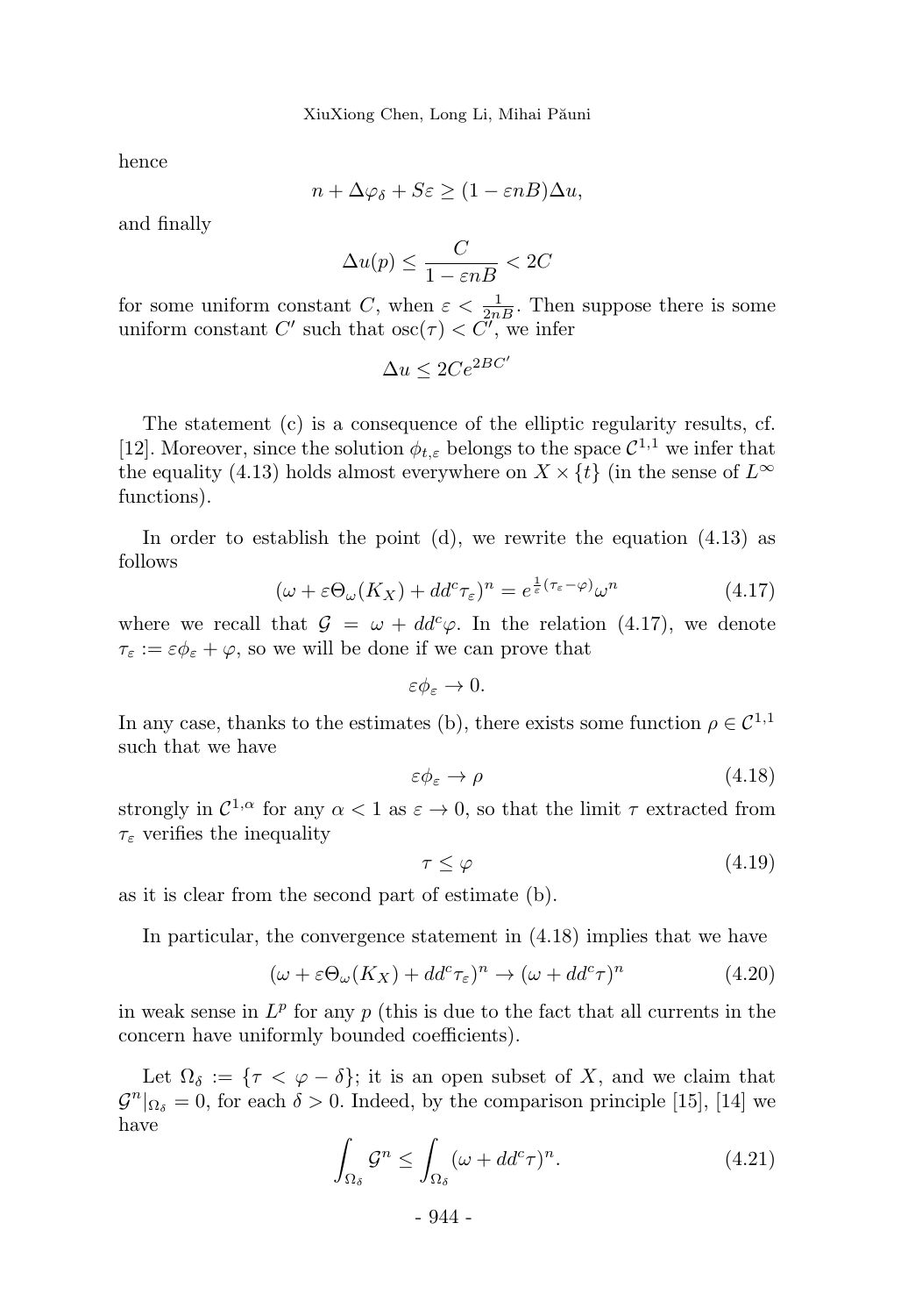hence

$$n + \Delta\varphi_\delta + S\varepsilon \geq (1 - \varepsilon nB)\Delta u,$$

and finally

$$\Delta u(p) \leq \frac{C}{1 - \varepsilon nB} < 2C$$

for some uniform constant $C$, when $\varepsilon < \frac{1}{2nB}$. Then suppose there is some uniform constant $C'$ such that $\mathrm{osc}(\tau) < C'$, we infer

$$\Delta u \leq 2Ce^{2BC'}$$

The statement (c) is a consequence of the elliptic regularity results, cf. [12]. Moreover, since the solution $\phi_{t,\varepsilon}$ belongs to the space $\mathcal{C}^{1,1}$ we infer that the equality (4.13) holds almost everywhere on $X \times \{t\}$ (in the sense of $L^\infty$ functions).

In order to establish the point (d), we rewrite the equation (4.13) as follows

$$(\omega + \varepsilon\Theta_\omega(K_X) + dd^c\tau_\varepsilon)^n = e^{\frac{1}{\varepsilon}(\tau_\varepsilon - \varphi)}\omega^n \tag{4.17}$$

where we recall that $\mathcal{G} = \omega + dd^c\varphi$. In the relation (4.17), we denote $\tau_\varepsilon := \varepsilon\phi_\varepsilon + \varphi$, so we will be done if we can prove that

$$\varepsilon\phi_\varepsilon \to 0.$$

In any case, thanks to the estimates (b), there exists some function $\rho \in \mathcal{C}^{1,1}$ such that we have

$$\varepsilon\phi_\varepsilon \to \rho \tag{4.18}$$

strongly in $\mathcal{C}^{1,\alpha}$ for any $\alpha < 1$ as $\varepsilon \to 0$, so that the limit $\tau$ extracted from $\tau_\varepsilon$ verifies the inequality

$$\tau \leq \varphi \tag{4.19}$$

as it is clear from the second part of estimate (b).

In particular, the convergence statement in (4.18) implies that we have

$$(\omega + \varepsilon\Theta_\omega(K_X) + dd^c\tau_\varepsilon)^n \to (\omega + dd^c\tau)^n \tag{4.20}$$

in weak sense in $L^p$ for any $p$ (this is due to the fact that all currents in the concern have uniformly bounded coefficients).

Let $\Omega_\delta := \{\tau < \varphi - \delta\}$; it is an open subset of $X$, and we claim that $\mathcal{G}^n|_{\Omega_\delta} = 0$, for each $\delta > 0$. Indeed, by the comparison principle [15], [14] we have

$$\int_{\Omega_\delta} \mathcal{G}^n \leq \int_{\Omega_\delta} (\omega + dd^c\tau)^n. \tag{4.21}$$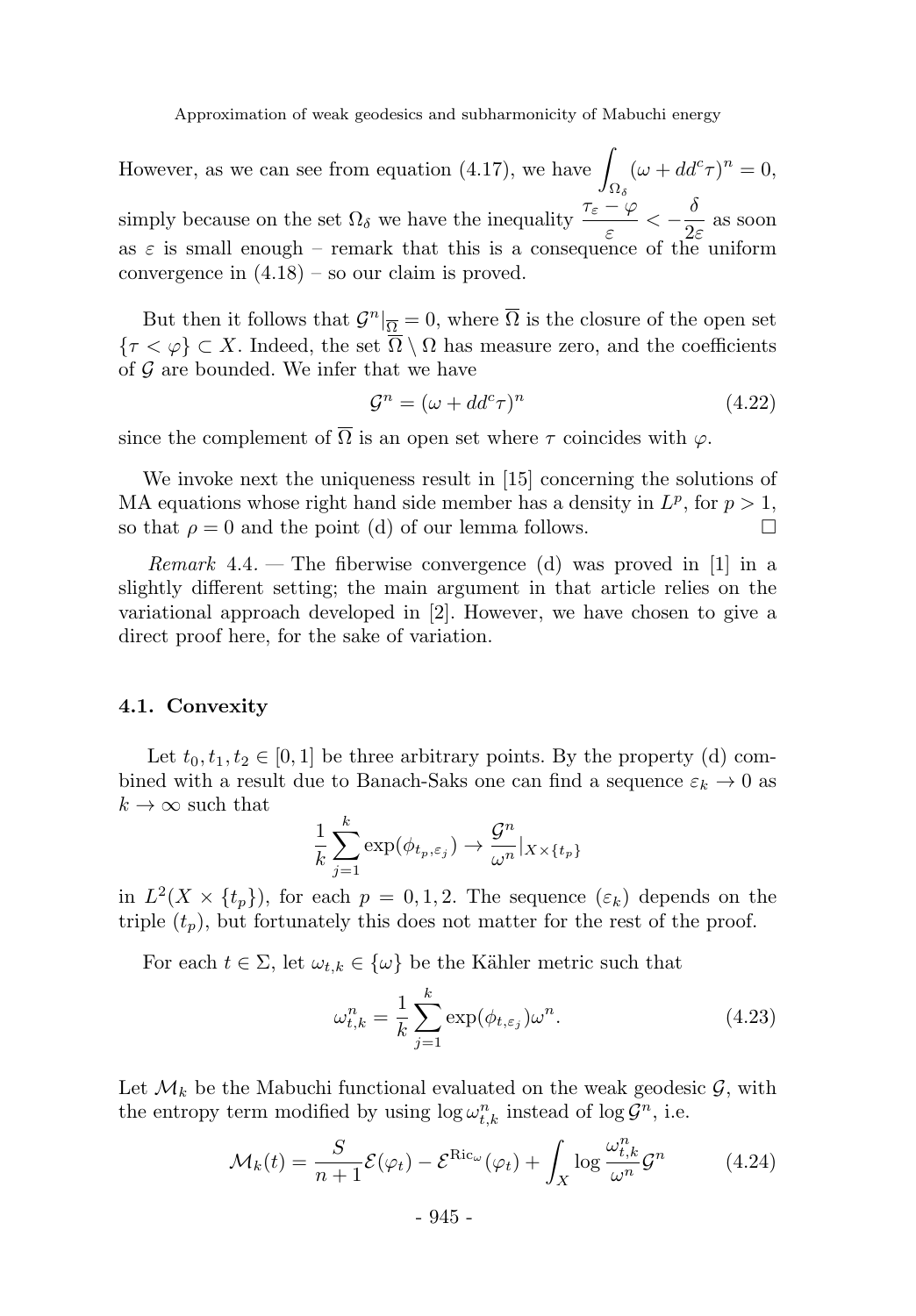However, as we can see from equation (4.17), we have $\displaystyle\int_{\Omega_\delta}(\omega + dd^c\tau)^n = 0$, simply because on the set $\Omega_\delta$ we have the inequality $\dfrac{\tau_\varepsilon - \varphi}{\varepsilon} < -\dfrac{\delta}{2\varepsilon}$ as soon as $\varepsilon$ is small enough – remark that this is a consequence of the uniform convergence in (4.18) – so our claim is proved.

But then it follows that $\mathcal{G}^n|_{\overline{\Omega}} = 0$, where $\overline{\Omega}$ is the closure of the open set $\{\tau < \varphi\} \subset X$. Indeed, the set $\overline{\Omega} \setminus \Omega$ has measure zero, and the coefficients of $\mathcal{G}$ are bounded. We infer that we have

$$\mathcal{G}^n = (\omega + dd^c\tau)^n \tag{4.22}$$

since the complement of $\overline{\Omega}$ is an open set where $\tau$ coincides with $\varphi$.

We invoke next the uniqueness result in [15] concerning the solutions of MA equations whose right hand side member has a density in $L^p$, for $p > 1$, so that $\rho = 0$ and the point (d) of our lemma follows. $\square$

*Remark* 4.4. — The fiberwise convergence (d) was proved in [1] in a slightly different setting; the main argument in that article relies on the variational approach developed in [2]. However, we have chosen to give a direct proof here, for the sake of variation.

### 4.1. Convexity

Let $t_0, t_1, t_2 \in [0, 1]$ be three arbitrary points. By the property (d) combined with a result due to Banach-Saks one can find a sequence $\varepsilon_k \to 0$ as $k \to \infty$ such that

$$\frac{1}{k}\sum_{j=1}^{k}\exp(\phi_{t_p,\varepsilon_j}) \to \frac{\mathcal{G}^n}{\omega^n}|_{X\times\{t_p\}}$$

in $L^2(X \times \{t_p\})$, for each $p = 0, 1, 2$. The sequence $(\varepsilon_k)$ depends on the triple $(t_p)$, but fortunately this does not matter for the rest of the proof.

For each $t \in \Sigma$, let $\omega_{t,k} \in \{\omega\}$ be the Kähler metric such that

$$\omega_{t,k}^n = \frac{1}{k}\sum_{j=1}^{k}\exp(\phi_{t,\varepsilon_j})\omega^n. \tag{4.23}$$

Let $\mathcal{M}_k$ be the Mabuchi functional evaluated on the weak geodesic $\mathcal{G}$, with the entropy term modified by using $\log \omega_{t,k}^n$ instead of $\log \mathcal{G}^n$, i.e.

$$\mathcal{M}_k(t) = \frac{S}{n+1}\mathcal{E}(\varphi_t) - \mathcal{E}^{\mathrm{Ric}_\omega}(\varphi_t) + \int_X \log\frac{\omega_{t,k}^n}{\omega^n}\mathcal{G}^n \tag{4.24}$$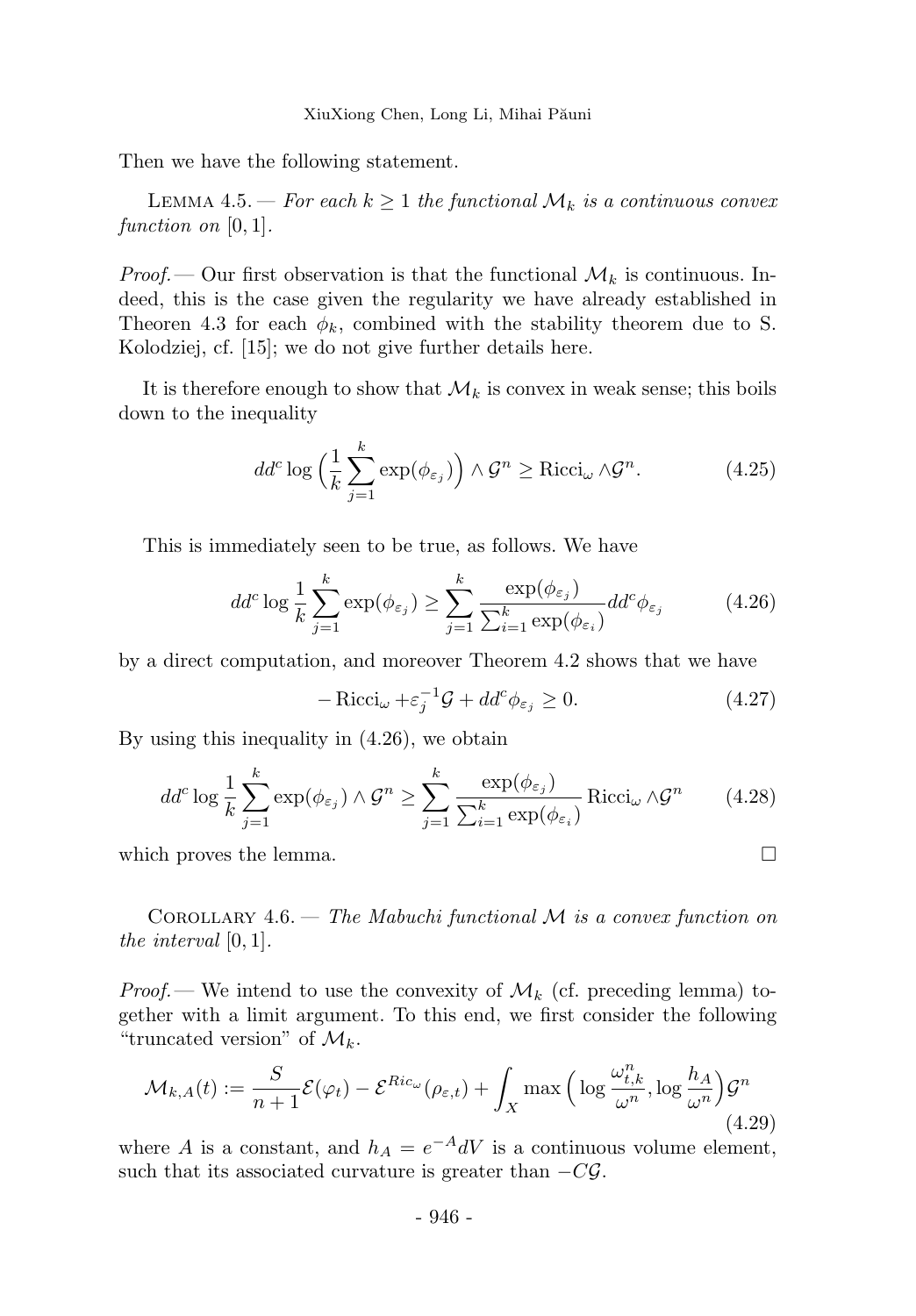Then we have the following statement.

Lemma 4.5. — *For each $k \geq 1$ the functional $\mathcal{M}_k$ is a continuous convex function on $[0,1]$.*

*Proof.* — Our first observation is that the functional $\mathcal{M}_k$ is continuous. Indeed, this is the case given the regularity we have already established in Theoren 4.3 for each $\phi_k$, combined with the stability theorem due to S. Kolodziej, cf. [15]; we do not give further details here.

It is therefore enough to show that $\mathcal{M}_k$ is convex in weak sense; this boils down to the inequality

$$dd^c \log\Big(\frac{1}{k}\sum_{j=1}^{k} \exp(\phi_{\varepsilon_j})\Big) \wedge \mathcal{G}^n \geq \mathrm{Ricci}_\omega \wedge \mathcal{G}^n. \tag{4.25}$$

This is immediately seen to be true, as follows. We have

$$dd^c \log \frac{1}{k}\sum_{j=1}^{k} \exp(\phi_{\varepsilon_j}) \geq \sum_{j=1}^{k} \frac{\exp(\phi_{\varepsilon_j})}{\sum_{i=1}^{k}\exp(\phi_{\varepsilon_i})} dd^c \phi_{\varepsilon_j} \tag{4.26}$$

by a direct computation, and moreover Theorem 4.2 shows that we have

$$-\mathrm{Ricci}_\omega + \varepsilon_j^{-1}\mathcal{G} + dd^c\phi_{\varepsilon_j} \geq 0. \tag{4.27}$$

By using this inequality in (4.26), we obtain

$$dd^c \log \frac{1}{k}\sum_{j=1}^{k} \exp(\phi_{\varepsilon_j}) \wedge \mathcal{G}^n \geq \sum_{j=1}^{k} \frac{\exp(\phi_{\varepsilon_j})}{\sum_{i=1}^{k}\exp(\phi_{\varepsilon_i})} \mathrm{Ricci}_\omega \wedge \mathcal{G}^n \tag{4.28}$$

which proves the lemma. □

Corollary 4.6. — *The Mabuchi functional $\mathcal{M}$ is a convex function on the interval $[0,1]$.*

*Proof.* — We intend to use the convexity of $\mathcal{M}_k$ (cf. preceding lemma) together with a limit argument. To this end, we first consider the following "truncated version" of $\mathcal{M}_k$.

$$\mathcal{M}_{k,A}(t) := \frac{S}{n+1}\mathcal{E}(\varphi_t) - \mathcal{E}^{Ric_\omega}(\rho_{\varepsilon,t}) + \int_X \max\Big(\log\frac{\omega_{t,k}^n}{\omega^n}, \log\frac{h_A}{\omega^n}\Big)\mathcal{G}^n \tag{4.29}$$

where $A$ is a constant, and $h_A = e^{-A}dV$ is a continuous volume element, such that its associated curvature is greater than $-C\mathcal{G}$.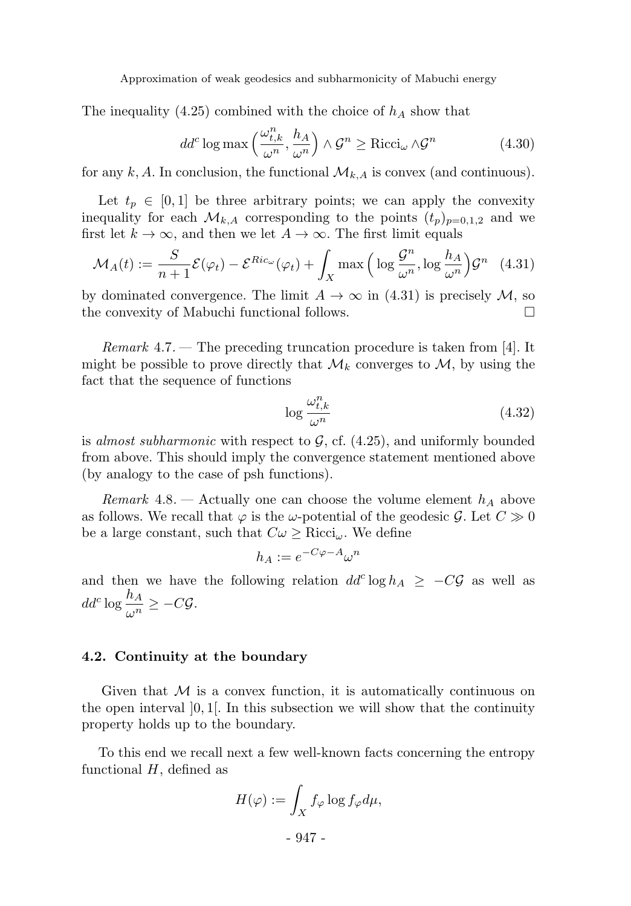The inequality (4.25) combined with the choice of $h_A$ show that

$$dd^c \log \max\Big(\frac{\omega_{t,k}^n}{\omega^n}, \frac{h_A}{\omega^n}\Big) \wedge \mathcal{G}^n \geq \mathrm{Ricci}_\omega \wedge \mathcal{G}^n \tag{4.30}$$

for any $k, A$. In conclusion, the functional $\mathcal{M}_{k,A}$ is convex (and continuous).

Let $t_p \in [0,1]$ be three arbitrary points; we can apply the convexity inequality for each $\mathcal{M}_{k,A}$ corresponding to the points $(t_p)_{p=0,1,2}$ and we first let $k \to \infty$, and then we let $A \to \infty$. The first limit equals

$$\mathcal{M}_A(t) := \frac{S}{n+1}\mathcal{E}(\varphi_t) - \mathcal{E}^{Ric_\omega}(\varphi_t) + \int_X \max\Big(\log \frac{\mathcal{G}^n}{\omega^n}, \log \frac{h_A}{\omega^n}\Big)\mathcal{G}^n \tag{4.31}$$

by dominated convergence. The limit $A \to \infty$ in (4.31) is precisely $\mathcal{M}$, so the convexity of Mabuchi functional follows. □

*Remark* 4.7. — The preceding truncation procedure is taken from [4]. It might be possible to prove directly that $\mathcal{M}_k$ converges to $\mathcal{M}$, by using the fact that the sequence of functions

$$\log \frac{\omega_{t,k}^n}{\omega^n} \tag{4.32}$$

is *almost subharmonic* with respect to $\mathcal{G}$, cf. (4.25), and uniformly bounded from above. This should imply the convergence statement mentioned above (by analogy to the case of psh functions).

*Remark* 4.8. — Actually one can choose the volume element $h_A$ above as follows. We recall that $\varphi$ is the $\omega$-potential of the geodesic $\mathcal{G}$. Let $C \gg 0$ be a large constant, such that $C\omega \geq \mathrm{Ricci}_\omega$. We define

$$h_A := e^{-C\varphi - A}\omega^n$$

and then we have the following relation $dd^c \log h_A \geq -C\mathcal{G}$ as well as $dd^c \log \dfrac{h_A}{\omega^n} \geq -C\mathcal{G}$.

### 4.2. Continuity at the boundary

Given that $\mathcal{M}$ is a convex function, it is automatically continuous on the open interval $]0,1[$. In this subsection we will show that the continuity property holds up to the boundary.

To this end we recall next a few well-known facts concerning the entropy functional $H$, defined as

$$H(\varphi) := \int_X f_\varphi \log f_\varphi d\mu,$$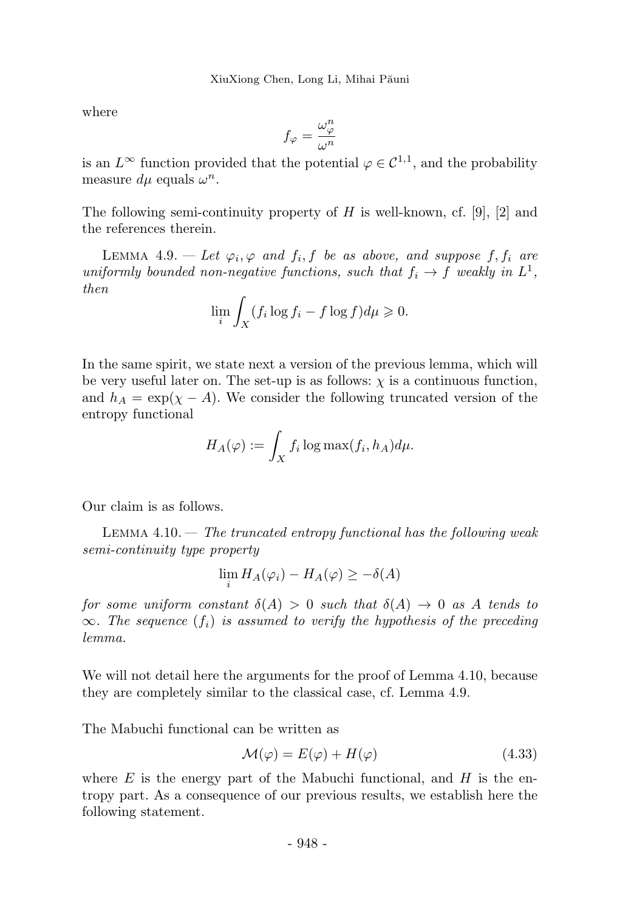where

$$f_\varphi = \frac{\omega_\varphi^n}{\omega^n}$$

is an $L^\infty$ function provided that the potential $\varphi \in \mathcal{C}^{1,1}$, and the probability measure $d\mu$ equals $\omega^n$.

The following semi-continuity property of $H$ is well-known, cf. [9], [2] and the references therein.

Lemma 4.9. — *Let $\varphi_i, \varphi$ and $f_i, f$ be as above, and suppose $f, f_i$ are uniformly bounded non-negative functions, such that $f_i \to f$ weakly in $L^1$, then*

$$\lim_i \int_X (f_i \log f_i - f \log f) d\mu \geqslant 0.$$

In the same spirit, we state next a version of the previous lemma, which will be very useful later on. The set-up is as follows: $\chi$ is a continuous function, and $h_A = \exp(\chi - A)$. We consider the following truncated version of the entropy functional

$$H_A(\varphi) := \int_X f_i \log \max(f_i, h_A) d\mu.$$

Our claim is as follows.

Lemma 4.10. — *The truncated entropy functional has the following weak semi-continuity type property*

$$\lim_i H_A(\varphi_i) - H_A(\varphi) \geq -\delta(A)$$

*for some uniform constant $\delta(A) > 0$ such that $\delta(A) \to 0$ as $A$ tends to $\infty$. The sequence $(f_i)$ is assumed to verify the hypothesis of the preceding lemma.*

We will not detail here the arguments for the proof of Lemma 4.10, because they are completely similar to the classical case, cf. Lemma 4.9.

The Mabuchi functional can be written as

$$\mathcal{M}(\varphi) = E(\varphi) + H(\varphi) \tag{4.33}$$

where $E$ is the energy part of the Mabuchi functional, and $H$ is the entropy part. As a consequence of our previous results, we establish here the following statement.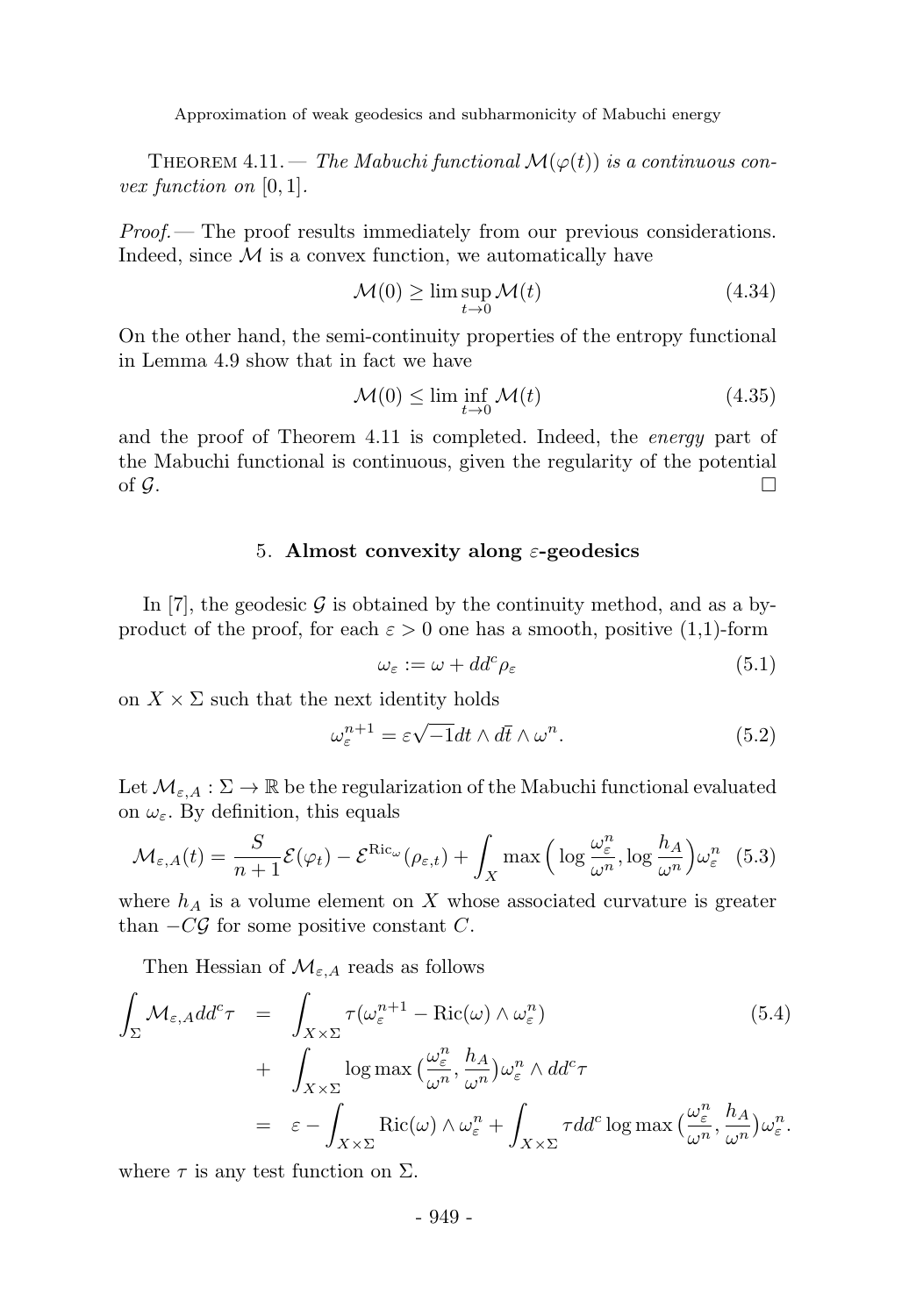THEOREM 4.11. — *The Mabuchi functional $\mathcal{M}(\varphi(t))$ is a continuous convex function on $[0,1]$.*

*Proof.* — The proof results immediately from our previous considerations. Indeed, since $\mathcal{M}$ is a convex function, we automatically have

$$\mathcal{M}(0) \geq \limsup_{t\to 0} \mathcal{M}(t) \tag{4.34}$$

On the other hand, the semi-continuity properties of the entropy functional in Lemma 4.9 show that in fact we have

$$\mathcal{M}(0) \leq \liminf_{t\to 0} \mathcal{M}(t) \tag{4.35}$$

and the proof of Theorem 4.11 is completed. Indeed, the *energy* part of the Mabuchi functional is continuous, given the regularity of the potential of $\mathcal{G}$. □

## 5. Almost convexity along $\varepsilon$-geodesics

In [7], the geodesic $\mathcal{G}$ is obtained by the continuity method, and as a by-product of the proof, for each $\varepsilon > 0$ one has a smooth, positive (1,1)-form

$$\omega_\varepsilon := \omega + dd^c \rho_\varepsilon \tag{5.1}$$

on $X \times \Sigma$ such that the next identity holds

$$\omega_\varepsilon^{n+1} = \varepsilon\sqrt{-1}dt \wedge d\bar{t} \wedge \omega^n. \tag{5.2}$$

Let $\mathcal{M}_{\varepsilon,A} : \Sigma \to \mathbb{R}$ be the regularization of the Mabuchi functional evaluated on $\omega_\varepsilon$. By definition, this equals

$$\mathcal{M}_{\varepsilon,A}(t) = \frac{S}{n+1}\mathcal{E}(\varphi_t) - \mathcal{E}^{\mathrm{Ric}_\omega}(\rho_{\varepsilon,t}) + \int_X \max\Big(\log\frac{\omega_\varepsilon^n}{\omega^n}, \log\frac{h_A}{\omega^n}\Big)\omega_\varepsilon^n \tag{5.3}$$

where $h_A$ is a volume element on $X$ whose associated curvature is greater than $-C\mathcal{G}$ for some positive constant $C$.

Then Hessian of $\mathcal{M}_{\varepsilon,A}$ reads as follows

$$\begin{aligned}
\int_\Sigma \mathcal{M}_{\varepsilon,A} dd^c\tau &= \int_{X\times\Sigma} \tau(\omega_\varepsilon^{n+1} - \mathrm{Ric}(\omega)\wedge\omega_\varepsilon^n) \\
&+ \int_{X\times\Sigma} \log\max\big(\frac{\omega_\varepsilon^n}{\omega^n}, \frac{h_A}{\omega^n}\big)\omega_\varepsilon^n \wedge dd^c\tau \\
&= \varepsilon - \int_{X\times\Sigma} \mathrm{Ric}(\omega)\wedge\omega_\varepsilon^n + \int_{X\times\Sigma} \tau dd^c \log\max\big(\frac{\omega_\varepsilon^n}{\omega^n}, \frac{h_A}{\omega^n}\big)\omega_\varepsilon^n.
\end{aligned} \tag{5.4}$$

where $\tau$ is any test function on $\Sigma$.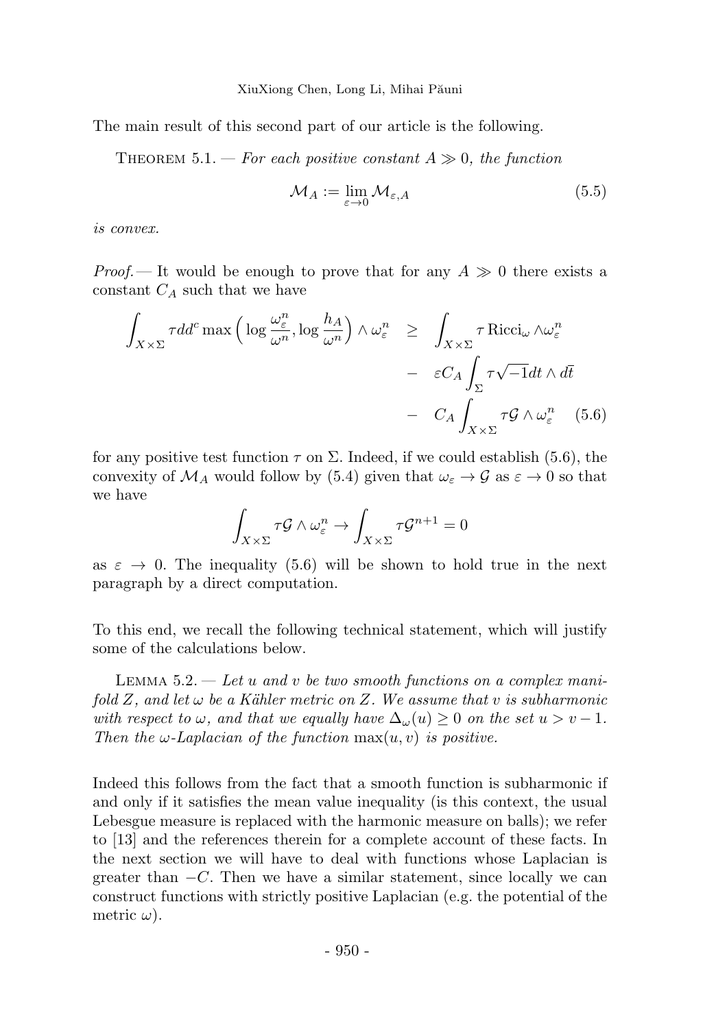The main result of this second part of our article is the following.

Theorem 5.1. — *For each positive constant $A \gg 0$, the function*

$$\mathcal{M}_A := \lim_{\varepsilon \to 0} \mathcal{M}_{\varepsilon, A} \tag{5.5}$$

*is convex.*

*Proof.* — It would be enough to prove that for any $A \gg 0$ there exists a constant $C_A$ such that we have

$$\begin{aligned}
\int_{X \times \Sigma} \tau dd^c \max\Big(\log \frac{\omega_\varepsilon^n}{\omega^n}, \log \frac{h_A}{\omega^n}\Big) \wedge \omega_\varepsilon^n \quad &\geq \quad \int_{X \times \Sigma} \tau \operatorname{Ricci}_\omega \wedge \omega_\varepsilon^n \\
&\quad - \quad \varepsilon C_A \int_\Sigma \tau \sqrt{-1} dt \wedge d\bar{t} \\
&\quad - \quad C_A \int_{X \times \Sigma} \tau \mathcal{G} \wedge \omega_\varepsilon^n \qquad (5.6)
\end{aligned}$$

for any positive test function $\tau$ on $\Sigma$. Indeed, if we could establish (5.6), the convexity of $\mathcal{M}_A$ would follow by (5.4) given that $\omega_\varepsilon \to \mathcal{G}$ as $\varepsilon \to 0$ so that we have

$$\int_{X \times \Sigma} \tau \mathcal{G} \wedge \omega_\varepsilon^n \to \int_{X \times \Sigma} \tau \mathcal{G}^{n+1} = 0$$

as $\varepsilon \to 0$. The inequality (5.6) will be shown to hold true in the next paragraph by a direct computation.

To this end, we recall the following technical statement, which will justify some of the calculations below.

Lemma 5.2. — *Let $u$ and $v$ be two smooth functions on a complex manifold $Z$, and let $\omega$ be a Kähler metric on $Z$. We assume that $v$ is subharmonic with respect to $\omega$, and that we equally have $\Delta_\omega(u) \geq 0$ on the set $u > v - 1$. Then the $\omega$-Laplacian of the function $\max(u, v)$ is positive.*

Indeed this follows from the fact that a smooth function is subharmonic if and only if it satisfies the mean value inequality (is this context, the usual Lebesgue measure is replaced with the harmonic measure on balls); we refer to [13] and the references therein for a complete account of these facts. In the next section we will have to deal with functions whose Laplacian is greater than $-C$. Then we have a similar statement, since locally we can construct functions with strictly positive Laplacian (e.g. the potential of the metric $\omega$).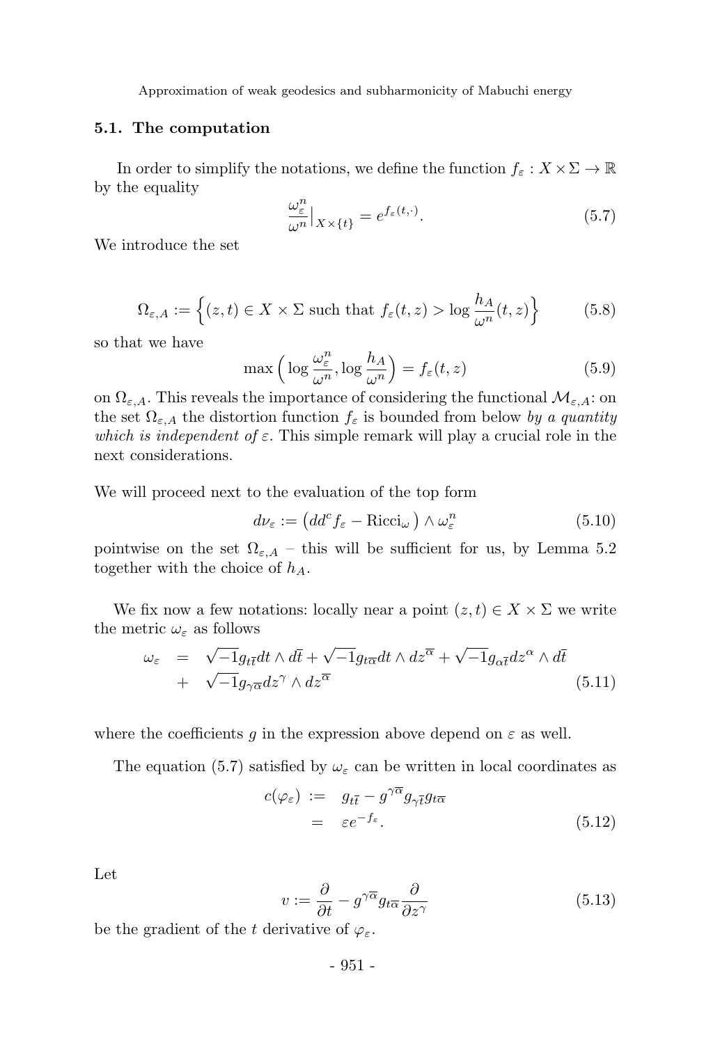### 5.1. The computation

In order to simplify the notations, we define the function $f_\varepsilon : X \times \Sigma \to \mathbb{R}$ by the equality

$$\frac{\omega_\varepsilon^n}{\omega^n}\Big|_{X\times\{t\}} = e^{f_\varepsilon(t,\cdot)}. \tag{5.7}$$

We introduce the set

$$\Omega_{\varepsilon,A} := \Big\{(z,t) \in X \times \Sigma \text{ such that } f_\varepsilon(t,z) > \log \frac{h_A}{\omega^n}(t,z)\Big\} \tag{5.8}$$

so that we have

$$\max\Big(\log \frac{\omega_\varepsilon^n}{\omega^n}, \log \frac{h_A}{\omega^n}\Big) = f_\varepsilon(t,z) \tag{5.9}$$

on $\Omega_{\varepsilon,A}$. This reveals the importance of considering the functional $\mathcal{M}_{\varepsilon,A}$: on the set $\Omega_{\varepsilon,A}$ the distortion function $f_\varepsilon$ is bounded from below *by a quantity which is independent of* $\varepsilon$. This simple remark will play a crucial role in the next considerations.

We will proceed next to the evaluation of the top form

$$d\nu_\varepsilon := \big(dd^c f_\varepsilon - \mathrm{Ricci}_\omega\big) \wedge \omega_\varepsilon^n \tag{5.10}$$

pointwise on the set $\Omega_{\varepsilon,A}$ – this will be sufficient for us, by Lemma 5.2 together with the choice of $h_A$.

We fix now a few notations: locally near a point $(z,t) \in X \times \Sigma$ we write the metric $\omega_\varepsilon$ as follows

$$\begin{aligned}\omega_\varepsilon &= \sqrt{-1}g_{t\bar{t}}dt \wedge d\bar{t} + \sqrt{-1}g_{t\overline{\alpha}}dt \wedge dz^{\overline{\alpha}} + \sqrt{-1}g_{\alpha\bar{t}}dz^\alpha \wedge d\bar{t} \\ &+ \sqrt{-1}g_{\gamma\overline{\alpha}}dz^\gamma \wedge dz^{\overline{\alpha}}\end{aligned} \tag{5.11}$$

where the coefficients $g$ in the expression above depend on $\varepsilon$ as well.

The equation (5.7) satisfied by $\omega_\varepsilon$ can be written in local coordinates as

$$\begin{aligned}c(\varphi_\varepsilon) &:= g_{t\bar{t}} - g^{\gamma\overline{\alpha}}g_{\gamma\bar{t}}g_{t\overline{\alpha}} \\ &= \varepsilon e^{-f_\varepsilon}.\end{aligned} \tag{5.12}$$

Let

$$v := \frac{\partial}{\partial t} - g^{\gamma\overline{\alpha}}g_{t\overline{\alpha}}\frac{\partial}{\partial z^\gamma} \tag{5.13}$$

be the gradient of the $t$ derivative of $\varphi_\varepsilon$.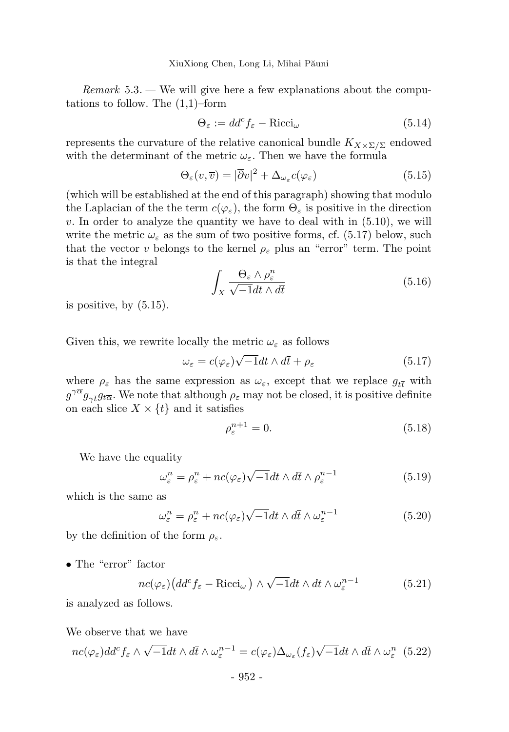*Remark* 5.3. — We will give here a few explanations about the computations to follow. The (1,1)–form

$$\Theta_\varepsilon := dd^c f_\varepsilon - \mathrm{Ricci}_\omega \tag{5.14}$$

represents the curvature of the relative canonical bundle $K_{X\times\Sigma/\Sigma}$ endowed with the determinant of the metric $\omega_\varepsilon$. Then we have the formula

$$\Theta_\varepsilon(v, \overline{v}) = |\overline{\partial} v|^2 + \Delta_{\omega_\varepsilon} c(\varphi_\varepsilon) \tag{5.15}$$

(which will be established at the end of this paragraph) showing that modulo the Laplacian of the the term $c(\varphi_\varepsilon)$, the form $\Theta_\varepsilon$ is positive in the direction $v$. In order to analyze the quantity we have to deal with in (5.10), we will write the metric $\omega_\varepsilon$ as the sum of two positive forms, cf. (5.17) below, such that the vector $v$ belongs to the kernel $\rho_\varepsilon$ plus an "error" term. The point is that the integral

$$\int_X \frac{\Theta_\varepsilon \wedge \rho_\varepsilon^n}{\sqrt{-1}dt \wedge d\overline{t}} \tag{5.16}$$

is positive, by (5.15).

Given this, we rewrite locally the metric $\omega_\varepsilon$ as follows

$$\omega_\varepsilon = c(\varphi_\varepsilon)\sqrt{-1}dt \wedge d\overline{t} + \rho_\varepsilon \tag{5.17}$$

where $\rho_\varepsilon$ has the same expression as $\omega_\varepsilon$, except that we replace $g_{t\overline{t}}$ with $g^{\gamma\overline{\alpha}} g_{\gamma\overline{t}} g_{t\overline{\alpha}}$. We note that although $\rho_\varepsilon$ may not be closed, it is positive definite on each slice $X \times \{t\}$ and it satisfies

$$\rho_\varepsilon^{n+1} = 0. \tag{5.18}$$

We have the equality

$$\omega_\varepsilon^n = \rho_\varepsilon^n + nc(\varphi_\varepsilon)\sqrt{-1}dt \wedge d\overline{t} \wedge \rho_\varepsilon^{n-1} \tag{5.19}$$

which is the same as

$$\omega_\varepsilon^n = \rho_\varepsilon^n + nc(\varphi_\varepsilon)\sqrt{-1}dt \wedge d\overline{t} \wedge \omega_\varepsilon^{n-1} \tag{5.20}$$

by the definition of the form $\rho_\varepsilon$.

- The "error" factor

$$nc(\varphi_\varepsilon)\big(dd^c f_\varepsilon - \mathrm{Ricci}_\omega\big) \wedge \sqrt{-1}dt \wedge d\overline{t} \wedge \omega_\varepsilon^{n-1} \tag{5.21}$$

is analyzed as follows.

We observe that we have

$$nc(\varphi_\varepsilon)dd^c f_\varepsilon \wedge \sqrt{-1}dt \wedge d\overline{t} \wedge \omega_\varepsilon^{n-1} = c(\varphi_\varepsilon)\Delta_{\omega_\varepsilon}(f_\varepsilon)\sqrt{-1}dt \wedge d\overline{t} \wedge \omega_\varepsilon^n \tag{5.22}$$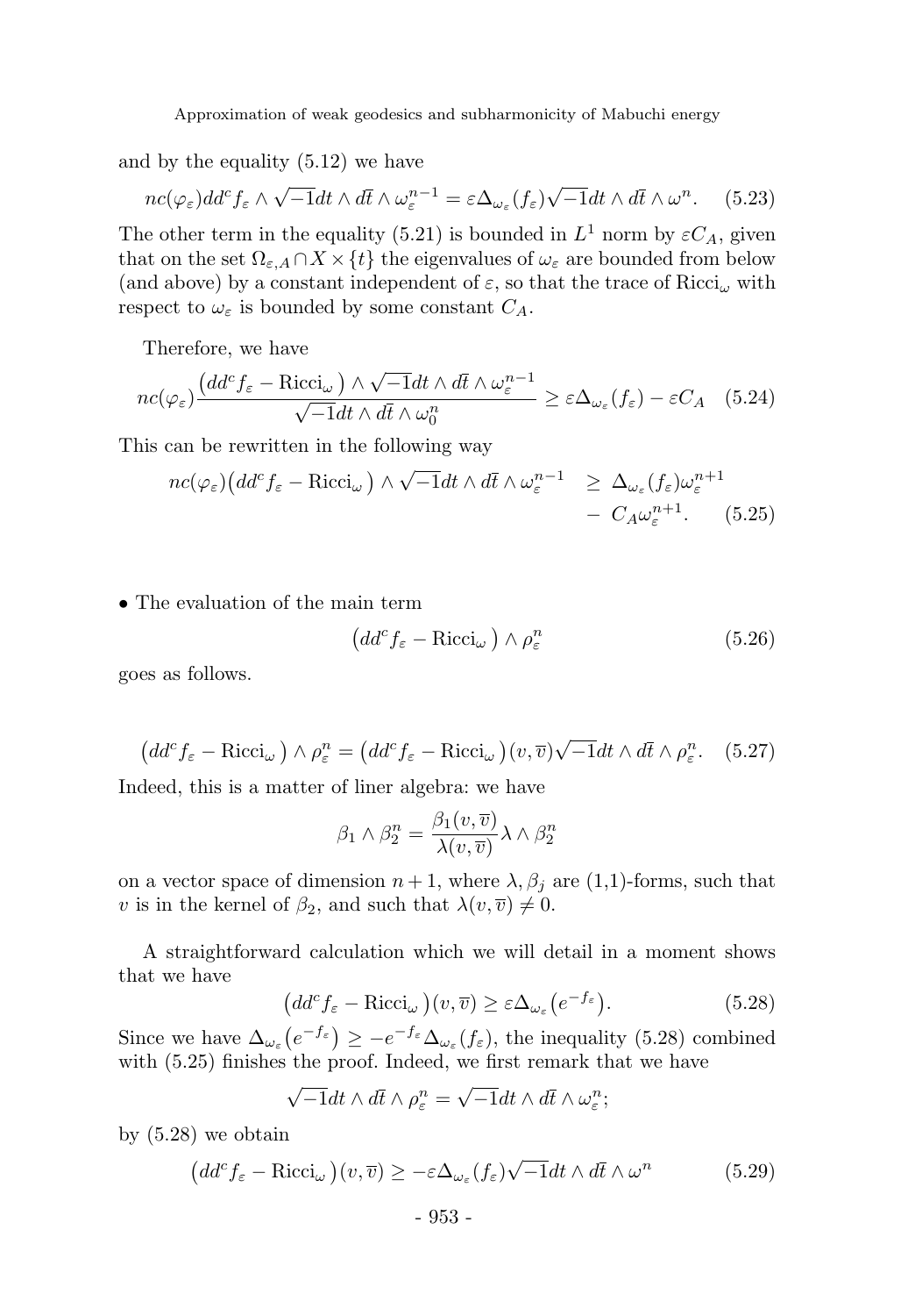and by the equality (5.12) we have

$$nc(\varphi_\varepsilon)dd^c f_\varepsilon \wedge \sqrt{-1}dt \wedge d\bar{t} \wedge \omega_\varepsilon^{n-1} = \varepsilon\Delta_{\omega_\varepsilon}(f_\varepsilon)\sqrt{-1}dt \wedge d\bar{t} \wedge \omega^n. \quad (5.23)$$

The other term in the equality (5.21) is bounded in $L^1$ norm by $\varepsilon C_A$, given that on the set $\Omega_{\varepsilon,A} \cap X \times \{t\}$ the eigenvalues of $\omega_\varepsilon$ are bounded from below (and above) by a constant independent of $\varepsilon$, so that the trace of $\mathrm{Ricci}_\omega$ with respect to $\omega_\varepsilon$ is bounded by some constant $C_A$.

Therefore, we have

$$nc(\varphi_\varepsilon)\frac{\big(dd^c f_\varepsilon - \mathrm{Ricci}_\omega\big) \wedge \sqrt{-1}dt \wedge d\bar{t} \wedge \omega_\varepsilon^{n-1}}{\sqrt{-1}dt \wedge d\bar{t} \wedge \omega_0^n} \geq \varepsilon\Delta_{\omega_\varepsilon}(f_\varepsilon) - \varepsilon C_A \quad (5.24)$$

This can be rewritten in the following way

$$\begin{aligned} nc(\varphi_\varepsilon)\big(dd^c f_\varepsilon - \mathrm{Ricci}_\omega\big) \wedge \sqrt{-1}dt \wedge d\bar{t} \wedge \omega_\varepsilon^{n-1} \;&\geq\; \Delta_{\omega_\varepsilon}(f_\varepsilon)\omega_\varepsilon^{n+1} \\ &-\; C_A\omega_\varepsilon^{n+1}. \quad (5.25) \end{aligned}$$

- The evaluation of the main term

$$\big(dd^c f_\varepsilon - \mathrm{Ricci}_\omega\big) \wedge \rho_\varepsilon^n \quad (5.26)$$

goes as follows.

$$\big(dd^c f_\varepsilon - \mathrm{Ricci}_\omega\big) \wedge \rho_\varepsilon^n = \big(dd^c f_\varepsilon - \mathrm{Ricci}_\omega\big)(v,\overline{v})\sqrt{-1}dt \wedge d\bar{t} \wedge \rho_\varepsilon^n. \quad (5.27)$$

Indeed, this is a matter of liner algebra: we have

$$\beta_1 \wedge \beta_2^n = \frac{\beta_1(v,\overline{v})}{\lambda(v,\overline{v})}\lambda \wedge \beta_2^n$$

on a vector space of dimension $n+1$, where $\lambda, \beta_j$ are (1,1)-forms, such that $v$ is in the kernel of $\beta_2$, and such that $\lambda(v,\overline{v}) \neq 0$.

A straightforward calculation which we will detail in a moment shows that we have

$$\big(dd^c f_\varepsilon - \mathrm{Ricci}_\omega\big)(v,\overline{v}) \geq \varepsilon\Delta_{\omega_\varepsilon}\big(e^{-f_\varepsilon}\big). \quad (5.28)$$

Since we have $\Delta_{\omega_\varepsilon}\big(e^{-f_\varepsilon}\big) \geq -e^{-f_\varepsilon}\Delta_{\omega_\varepsilon}(f_\varepsilon)$, the inequality (5.28) combined with (5.25) finishes the proof. Indeed, we first remark that we have

$$\sqrt{-1}dt \wedge d\bar{t} \wedge \rho_\varepsilon^n = \sqrt{-1}dt \wedge d\bar{t} \wedge \omega_\varepsilon^n;$$

by (5.28) we obtain

$$\big(dd^c f_\varepsilon - \mathrm{Ricci}_\omega\big)(v,\overline{v}) \geq -\varepsilon\Delta_{\omega_\varepsilon}(f_\varepsilon)\sqrt{-1}dt \wedge d\bar{t} \wedge \omega^n \quad (5.29)$$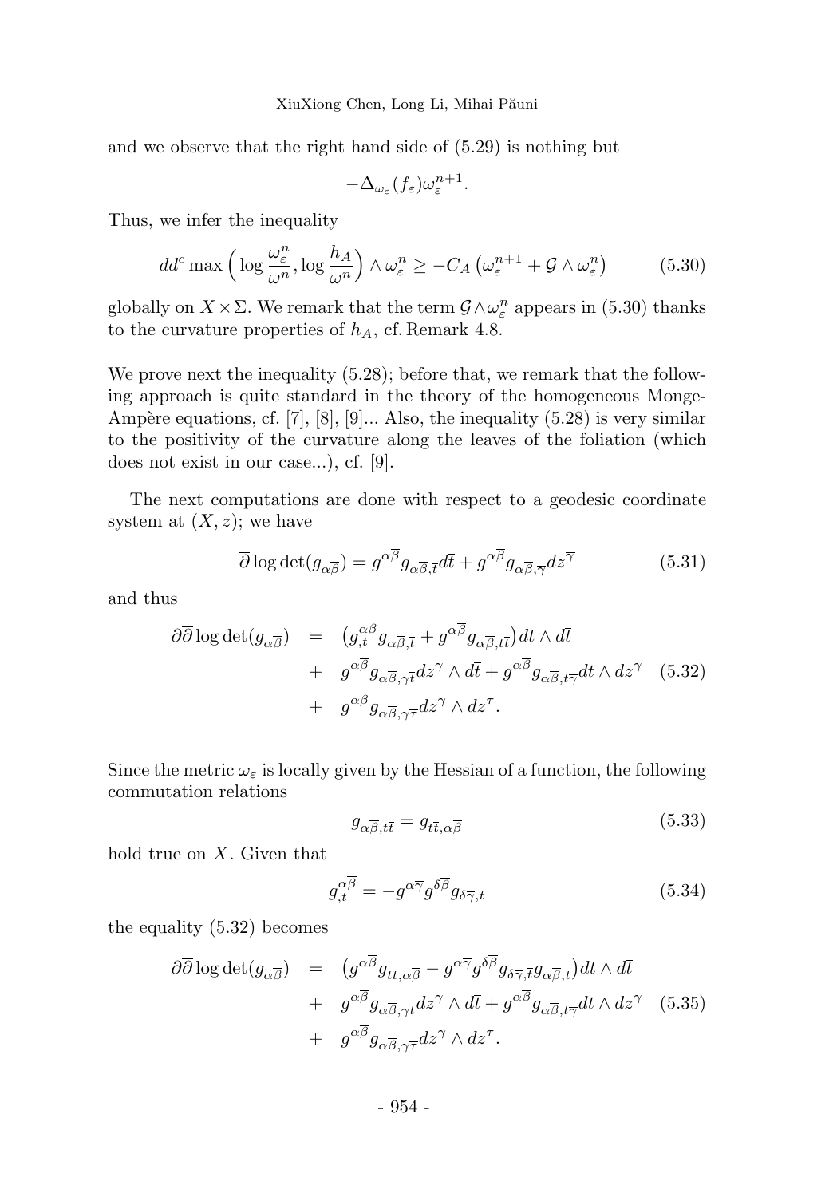and we observe that the right hand side of (5.29) is nothing but

$$-\Delta_{\omega_\varepsilon}(f_\varepsilon)\omega_\varepsilon^{n+1}.$$

Thus, we infer the inequality

$$dd^c \max\Big(\log\frac{\omega_\varepsilon^n}{\omega^n}, \log\frac{h_A}{\omega^n}\Big)\wedge \omega_\varepsilon^n \geq -C_A\left(\omega_\varepsilon^{n+1} + \mathcal{G}\wedge\omega_\varepsilon^n\right) \tag{5.30}$$

globally on $X\times\Sigma$. We remark that the term $\mathcal{G}\wedge\omega_\varepsilon^n$ appears in (5.30) thanks to the curvature properties of $h_A$, cf. Remark 4.8.

We prove next the inequality (5.28); before that, we remark that the following approach is quite standard in the theory of the homogeneous Monge-Ampère equations, cf. [7], [8], [9]... Also, the inequality (5.28) is very similar to the positivity of the curvature along the leaves of the foliation (which does not exist in our case...), cf. [9].

The next computations are done with respect to a geodesic coordinate system at $(X, z)$; we have

$$\overline{\partial}\log\det(g_{\alpha\overline{\beta}}) = g^{\alpha\overline{\beta}}g_{\alpha\overline{\beta},\overline{t}}d\overline{t} + g^{\alpha\overline{\beta}}g_{\alpha\overline{\beta},\overline{\gamma}}dz^{\overline{\gamma}} \tag{5.31}$$

and thus

$$\begin{aligned}
\partial\overline{\partial}\log\det(g_{\alpha\overline{\beta}}) &= \big(g^{\alpha\overline{\beta}}_{,t}g_{\alpha\overline{\beta},\overline{t}} + g^{\alpha\overline{\beta}}g_{\alpha\overline{\beta},t\overline{t}}\big)dt\wedge d\overline{t} \\
&+ g^{\alpha\overline{\beta}}g_{\alpha\overline{\beta},\gamma\overline{t}}dz^\gamma\wedge d\overline{t} + g^{\alpha\overline{\beta}}g_{\alpha\overline{\beta},t\overline{\gamma}}dt\wedge dz^{\overline{\gamma}} \\
&+ g^{\alpha\overline{\beta}}g_{\alpha\overline{\beta},\gamma\overline{\tau}}dz^\gamma\wedge dz^{\overline{\tau}}.
\end{aligned} \tag{5.32}$$

Since the metric $\omega_\varepsilon$ is locally given by the Hessian of a function, the following commutation relations

$$g_{\alpha\overline{\beta},t\overline{t}} = g_{t\overline{t},\alpha\overline{\beta}} \tag{5.33}$$

hold true on $X$. Given that

$$g^{\alpha\overline{\beta}}_{,t} = -g^{\alpha\overline{\gamma}}g^{\delta\overline{\beta}}g_{\delta\overline{\gamma},t} \tag{5.34}$$

the equality (5.32) becomes

$$\begin{aligned}
\partial\overline{\partial}\log\det(g_{\alpha\overline{\beta}}) &= \big(g^{\alpha\overline{\beta}}g_{t\overline{t},\alpha\overline{\beta}} - g^{\alpha\overline{\gamma}}g^{\delta\overline{\beta}}g_{\delta\overline{\gamma},\overline{t}}g_{\alpha\overline{\beta},t}\big)dt\wedge d\overline{t} \\
&+ g^{\alpha\overline{\beta}}g_{\alpha\overline{\beta},\gamma\overline{t}}dz^\gamma\wedge d\overline{t} + g^{\alpha\overline{\beta}}g_{\alpha\overline{\beta},t\overline{\gamma}}dt\wedge dz^{\overline{\gamma}} \\
&+ g^{\alpha\overline{\beta}}g_{\alpha\overline{\beta},\gamma\overline{\tau}}dz^\gamma\wedge dz^{\overline{\tau}}.
\end{aligned} \tag{5.35}$$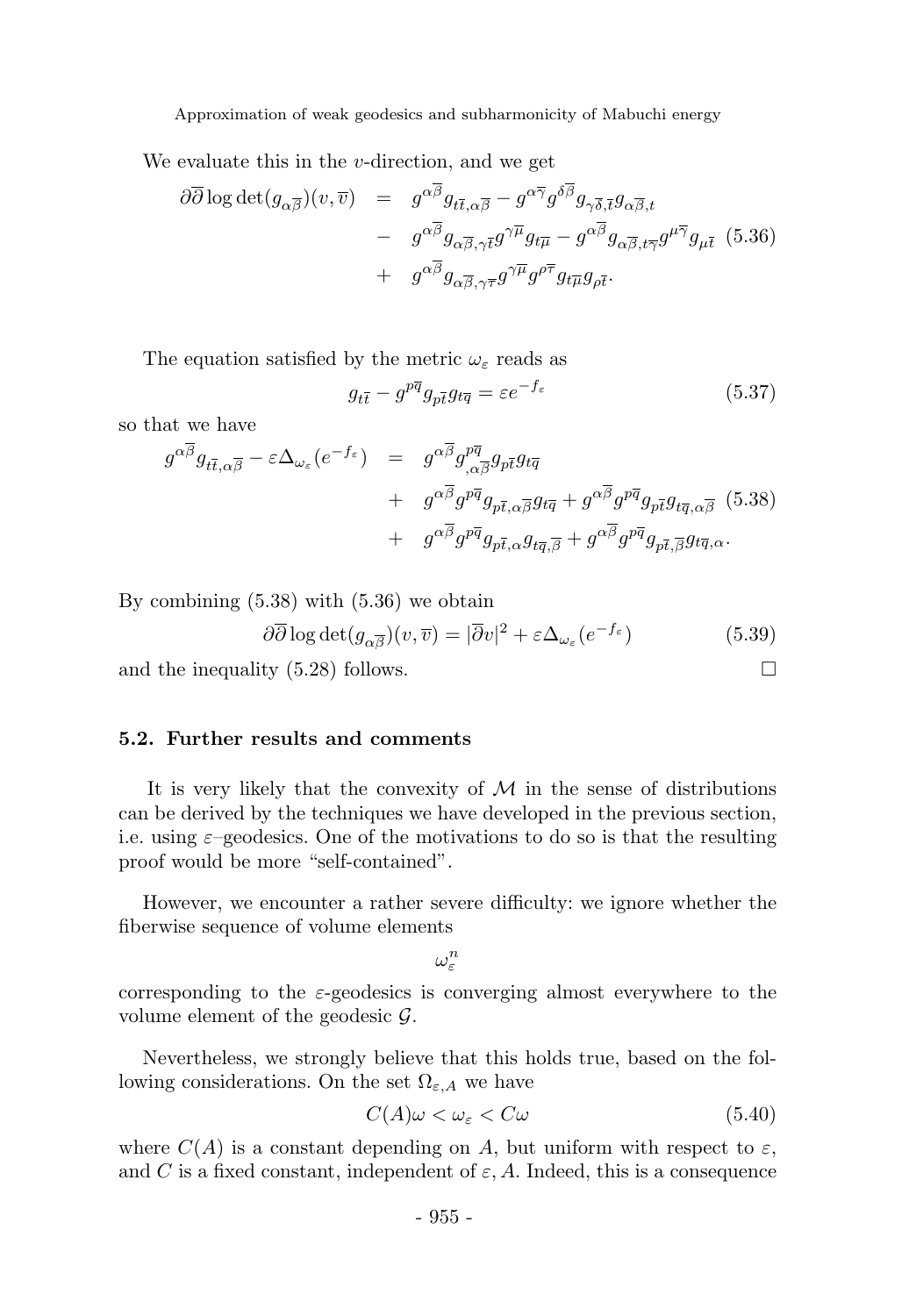We evaluate this in the $v$-direction, and we get

$$
\begin{aligned}
\partial\overline{\partial}\log\det(g_{\alpha\overline{\beta}})(v,\overline{v}) &= g^{\alpha\overline{\beta}}g_{t\overline{t},\alpha\overline{\beta}} - g^{\alpha\overline{\gamma}}g^{\delta\overline{\beta}}g_{\gamma\overline{\delta},\overline{t}}g_{\alpha\overline{\beta},t} \\
&- g^{\alpha\overline{\beta}}g_{\alpha\overline{\beta},\gamma\overline{t}}g^{\gamma\overline{\mu}}g_{t\overline{\mu}} - g^{\alpha\overline{\beta}}g_{\alpha\overline{\beta},t\overline{\gamma}}g^{\mu\overline{\gamma}}g_{\mu\overline{t}} \quad (5.36)\\
&+ g^{\alpha\overline{\beta}}g_{\alpha\overline{\beta},\gamma\overline{\tau}}g^{\gamma\overline{\mu}}g^{\rho\overline{\tau}}g_{t\overline{\mu}}g_{\rho\overline{t}}.
\end{aligned}
$$

The equation satisfied by the metric $\omega_\varepsilon$ reads as

$$
g_{t\overline{t}} - g^{p\overline{q}}g_{p\overline{t}}g_{t\overline{q}} = \varepsilon e^{-f_\varepsilon} \tag{5.37}
$$

so that we have

$$
\begin{aligned}
g^{\alpha\overline{\beta}}g_{t\overline{t},\alpha\overline{\beta}} - \varepsilon\Delta_{\omega_\varepsilon}(e^{-f_\varepsilon}) &= g^{\alpha\overline{\beta}}g^{p\overline{q}}_{,\alpha\overline{\beta}}g_{p\overline{t}}g_{t\overline{q}} \\
&+ g^{\alpha\overline{\beta}}g^{p\overline{q}}g_{p\overline{t},\alpha\overline{\beta}}g_{t\overline{q}} + g^{\alpha\overline{\beta}}g^{p\overline{q}}g_{p\overline{t}}g_{t\overline{q},\alpha\overline{\beta}} \quad (5.38)\\
&+ g^{\alpha\overline{\beta}}g^{p\overline{q}}g_{p\overline{t},\alpha}g_{t\overline{q},\overline{\beta}} + g^{\alpha\overline{\beta}}g^{p\overline{q}}g_{p\overline{t},\overline{\beta}}g_{t\overline{q},\alpha}.
\end{aligned}
$$

By combining (5.38) with (5.36) we obtain

$$
\partial\overline{\partial}\log\det(g_{\alpha\overline{\beta}})(v,\overline{v}) = |\overline{\partial}v|^2 + \varepsilon\Delta_{\omega_\varepsilon}(e^{-f_\varepsilon}) \tag{5.39}
$$

and the inequality (5.28) follows. □

### 5.2. Further results and comments

It is very likely that the convexity of $\mathcal{M}$ in the sense of distributions can be derived by the techniques we have developed in the previous section, i.e. using $\varepsilon$–geodesics. One of the motivations to do so is that the resulting proof would be more "self-contained".

However, we encounter a rather severe difficulty: we ignore whether the fiberwise sequence of volume elements

$$
\omega_\varepsilon^n
$$

corresponding to the $\varepsilon$-geodesics is converging almost everywhere to the volume element of the geodesic $\mathcal{G}$.

Nevertheless, we strongly believe that this holds true, based on the following considerations. On the set $\Omega_{\varepsilon,A}$ we have

$$
C(A)\omega < \omega_\varepsilon < C\omega \tag{5.40}
$$

where $C(A)$ is a constant depending on $A$, but uniform with respect to $\varepsilon$, and $C$ is a fixed constant, independent of $\varepsilon, A$. Indeed, this is a consequence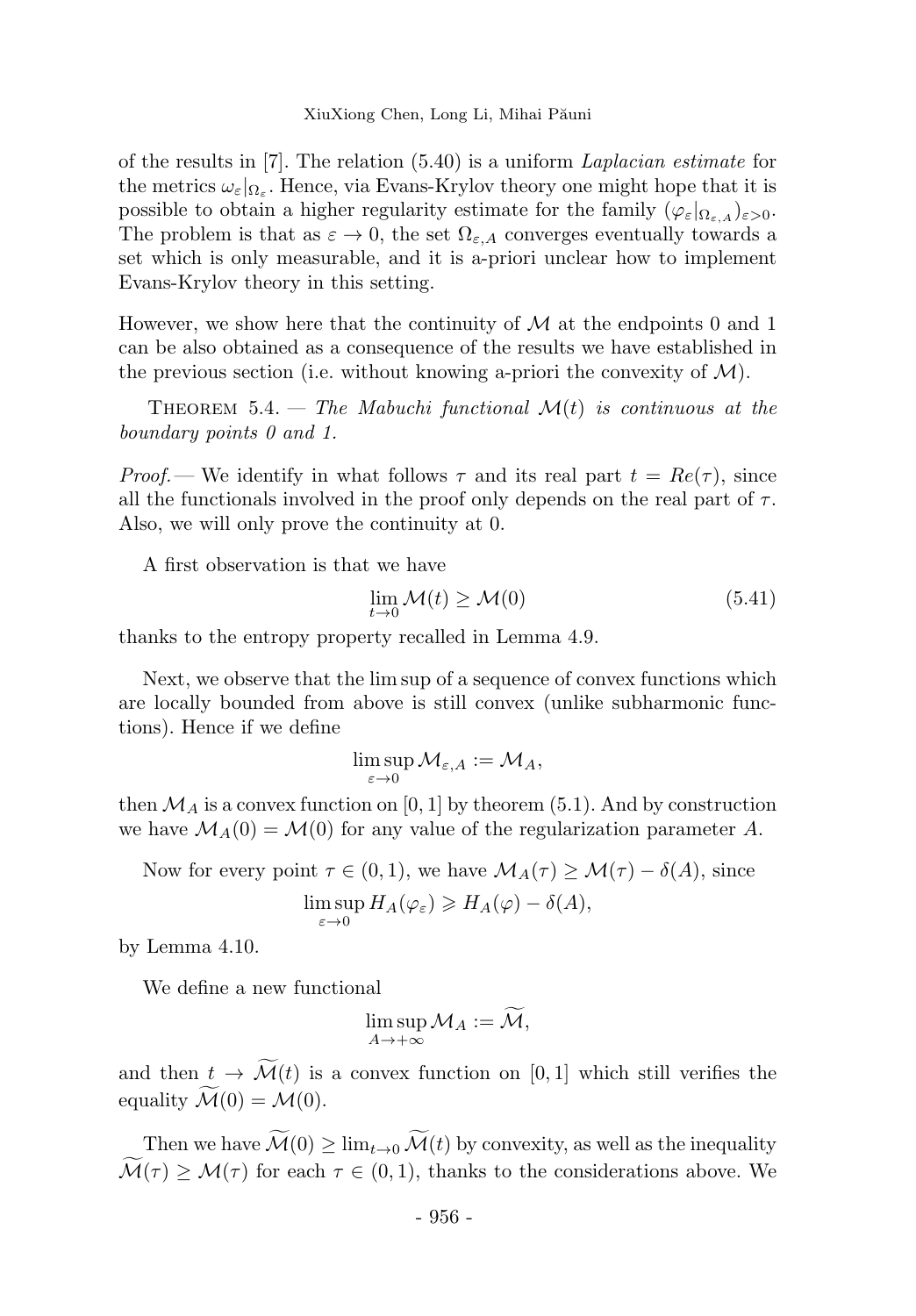of the results in [7]. The relation (5.40) is a uniform *Laplacian estimate* for the metrics $\omega_\varepsilon|_{\Omega_\varepsilon}$. Hence, via Evans-Krylov theory one might hope that it is possible to obtain a higher regularity estimate for the family $(\varphi_\varepsilon|_{\Omega_{\varepsilon,A}})_{\varepsilon>0}$. The problem is that as $\varepsilon \to 0$, the set $\Omega_{\varepsilon,A}$ converges eventually towards a set which is only measurable, and it is a-priori unclear how to implement Evans-Krylov theory in this setting.

However, we show here that the continuity of $\mathcal{M}$ at the endpoints 0 and 1 can be also obtained as a consequence of the results we have established in the previous section (i.e. without knowing a-priori the convexity of $\mathcal{M}$).

Theorem 5.4. — *The Mabuchi functional $\mathcal{M}(t)$ is continuous at the boundary points 0 and 1.*

*Proof.* — We identify in what follows $\tau$ and its real part $t = Re(\tau)$, since all the functionals involved in the proof only depends on the real part of $\tau$. Also, we will only prove the continuity at 0.

A first observation is that we have

$$\lim_{t\to 0} \mathcal{M}(t) \geq \mathcal{M}(0) \tag{5.41}$$

thanks to the entropy property recalled in Lemma 4.9.

Next, we observe that the lim sup of a sequence of convex functions which are locally bounded from above is still convex (unlike subharmonic functions). Hence if we define

$$\limsup_{\varepsilon\to 0} \mathcal{M}_{\varepsilon,A} := \mathcal{M}_A,$$

then $\mathcal{M}_A$ is a convex function on $[0,1]$ by theorem (5.1). And by construction we have $\mathcal{M}_A(0) = \mathcal{M}(0)$ for any value of the regularization parameter $A$.

Now for every point $\tau \in (0,1)$, we have $\mathcal{M}_A(\tau) \geq \mathcal{M}(\tau) - \delta(A)$, since

$$\limsup_{\varepsilon\to 0} H_A(\varphi_\varepsilon) \geqslant H_A(\varphi) - \delta(A),$$

by Lemma 4.10.

We define a new functional

$$\limsup_{A\to +\infty} \mathcal{M}_A := \widetilde{\mathcal{M}},$$

and then $t \to \widetilde{\mathcal{M}}(t)$ is a convex function on $[0,1]$ which still verifies the equality $\widetilde{\mathcal{M}}(0) = \mathcal{M}(0)$.

Then we have $\widetilde{\mathcal{M}}(0) \geq \lim_{t\to 0} \widetilde{\mathcal{M}}(t)$ by convexity, as well as the inequality $\widetilde{\mathcal{M}}(\tau) \geq \mathcal{M}(\tau)$ for each $\tau \in (0,1)$, thanks to the considerations above. We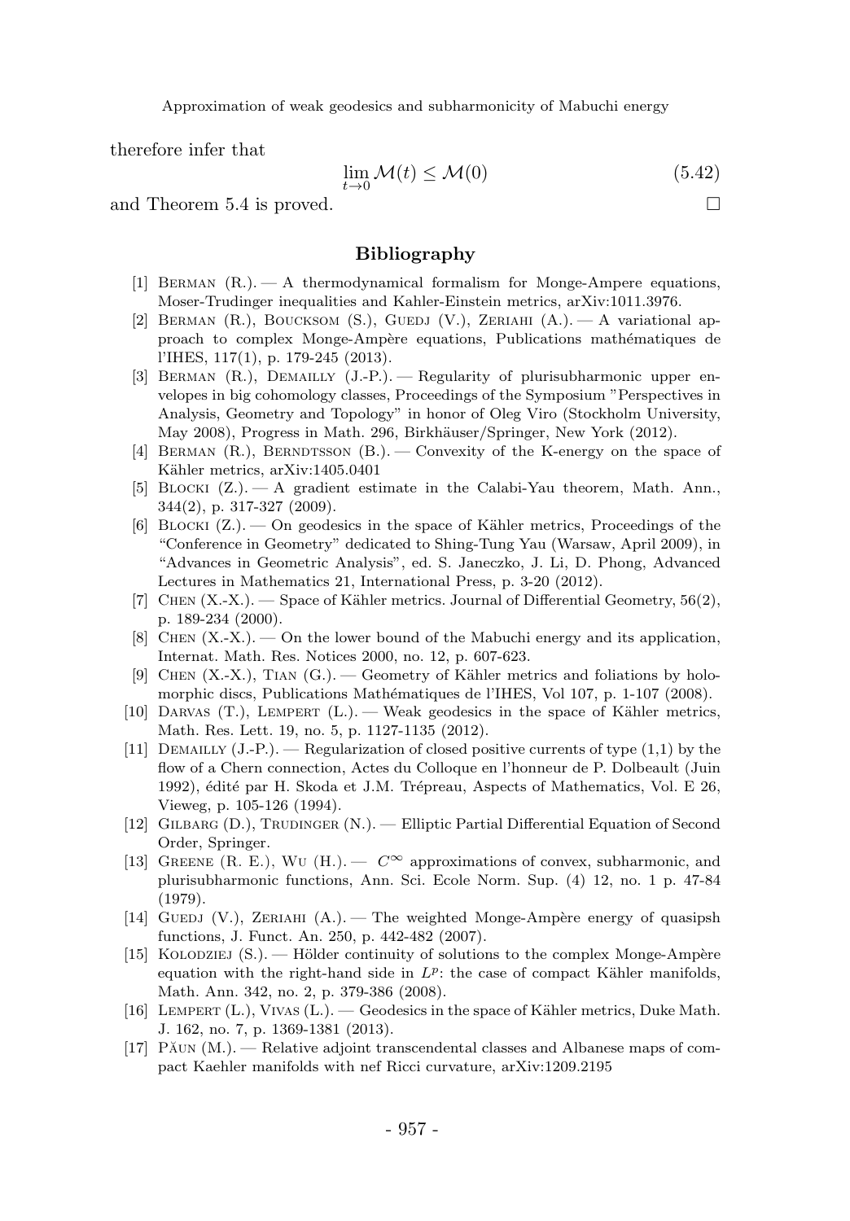therefore infer that

$$\lim_{t \to 0} \mathcal{M}(t) \leq \mathcal{M}(0) \tag{5.42}$$

and Theorem 5.4 is proved. □

## Bibliography

[1] Berman (R.). — A thermodynamical formalism for Monge-Ampere equations, Moser-Trudinger inequalities and Kahler-Einstein metrics, arXiv:1011.3976.

[2] Berman (R.), Boucksom (S.), Guedj (V.), Zeriahi (A.). — A variational approach to complex Monge-Ampère equations, Publications mathématiques de l'IHES, 117(1), p. 179-245 (2013).

[3] Berman (R.), Demailly (J.-P.). — Regularity of plurisubharmonic upper envelopes in big cohomology classes, Proceedings of the Symposium "Perspectives in Analysis, Geometry and Topology" in honor of Oleg Viro (Stockholm University, May 2008), Progress in Math. 296, Birkhäuser/Springer, New York (2012).

[4] Berman (R.), Berndtsson (B.). — Convexity of the K-energy on the space of Kähler metrics, arXiv:1405.0401

[5] Blocki (Z.). — A gradient estimate in the Calabi-Yau theorem, Math. Ann., 344(2), p. 317-327 (2009).

[6] Blocki (Z.). — On geodesics in the space of Kähler metrics, Proceedings of the "Conference in Geometry" dedicated to Shing-Tung Yau (Warsaw, April 2009), in "Advances in Geometric Analysis", ed. S. Janeczko, J. Li, D. Phong, Advanced Lectures in Mathematics 21, International Press, p. 3-20 (2012).

[7] Chen (X.-X.). — Space of Kähler metrics. Journal of Differential Geometry, 56(2), p. 189-234 (2000).

[8] Chen (X.-X.). — On the lower bound of the Mabuchi energy and its application, Internat. Math. Res. Notices 2000, no. 12, p. 607-623.

[9] Chen (X.-X.), Tian (G.). — Geometry of Kähler metrics and foliations by holomorphic discs, Publications Mathématiques de l'IHES, Vol 107, p. 1-107 (2008).

[10] Darvas (T.), Lempert (L.). — Weak geodesics in the space of Kähler metrics, Math. Res. Lett. 19, no. 5, p. 1127-1135 (2012).

[11] Demailly (J.-P.). — Regularization of closed positive currents of type (1,1) by the flow of a Chern connection, Actes du Colloque en l'honneur de P. Dolbeault (Juin 1992), édité par H. Skoda et J.M. Trépreau, Aspects of Mathematics, Vol. E 26, Vieweg, p. 105-126 (1994).

[12] Gilbarg (D.), Trudinger (N.). — Elliptic Partial Differential Equation of Second Order, Springer.

[13] Greene (R. E.), Wu (H.). — $C^\infty$ approximations of convex, subharmonic, and plurisubharmonic functions, Ann. Sci. Ecole Norm. Sup. (4) 12, no. 1 p. 47-84 (1979).

[14] Guedj (V.), Zeriahi (A.). — The weighted Monge-Ampère energy of quasipsh functions, J. Funct. An. 250, p. 442-482 (2007).

[15] Kolodziej (S.). — Hölder continuity of solutions to the complex Monge-Ampère equation with the right-hand side in $L^p$: the case of compact Kähler manifolds, Math. Ann. 342, no. 2, p. 379-386 (2008).

[16] Lempert (L.), Vivas (L.). — Geodesics in the space of Kähler metrics, Duke Math. J. 162, no. 7, p. 1369-1381 (2013).

[17] Păun (M.). — Relative adjoint transcendental classes and Albanese maps of compact Kaehler manifolds with nef Ricci curvature, arXiv:1209.2195